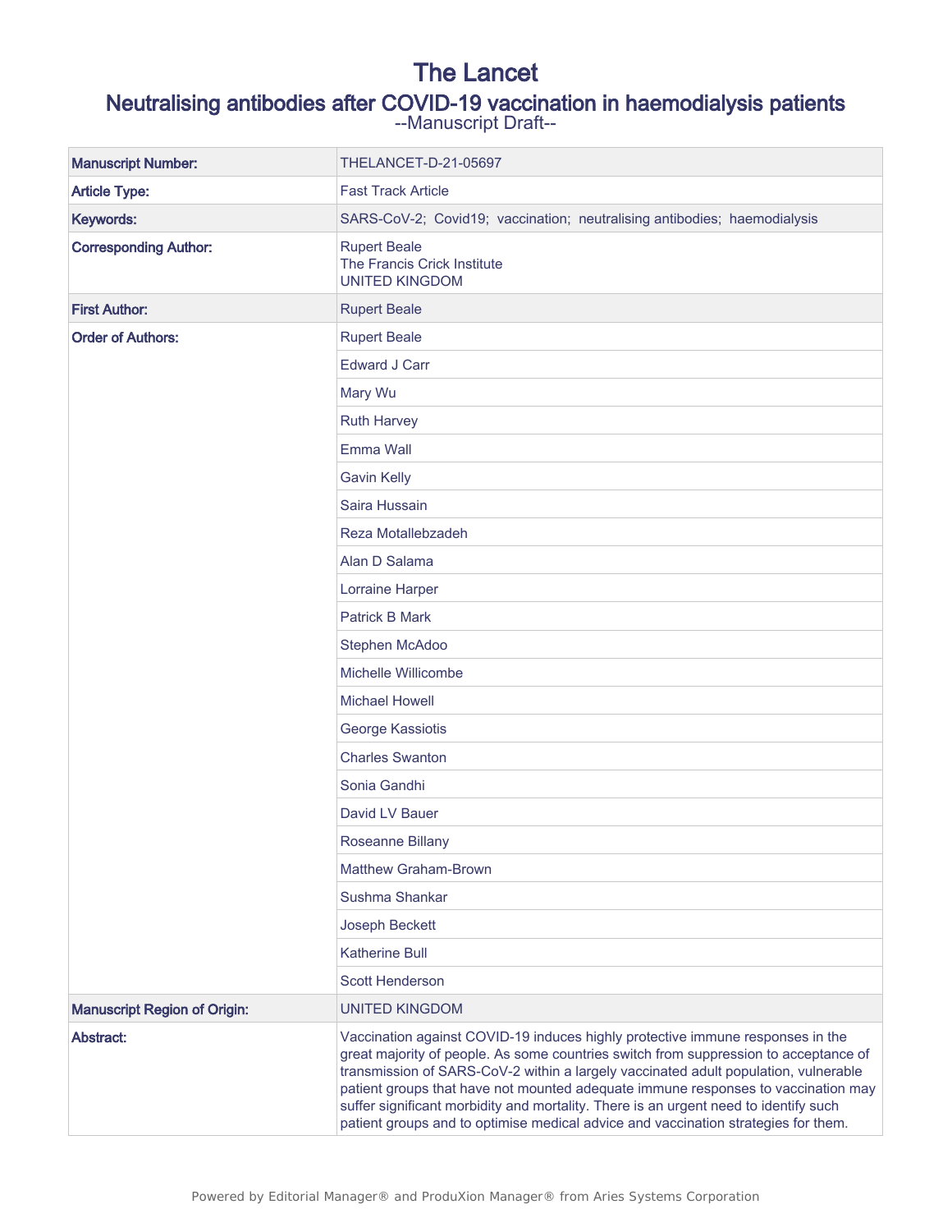# The Lancet

## Neutralising antibodies after COVID-19 vaccination in haemodialysis patients

--Manuscript Draft--

| | |
|---|---|
| **Manuscript Number:** | THELANCET-D-21-05697 |
| **Article Type:** | Fast Track Article |
| **Keywords:** | SARS-CoV-2; Covid19; vaccination; neutralising antibodies; haemodialysis |
| **Corresponding Author:** | Rupert Beale<br>The Francis Crick Institute<br>UNITED KINGDOM |
| **First Author:** | Rupert Beale |
| **Order of Authors:** | Rupert Beale |
| | Edward J Carr |
| | Mary Wu |
| | Ruth Harvey |
| | Emma Wall |
| | Gavin Kelly |
| | Saira Hussain |
| | Reza Motallebzadeh |
| | Alan D Salama |
| | Lorraine Harper |
| | Patrick B Mark |
| | Stephen McAdoo |
| | Michelle Willicombe |
| | Michael Howell |
| | George Kassiotis |
| | Charles Swanton |
| | Sonia Gandhi |
| | David LV Bauer |
| | Roseanne Billany |
| | Matthew Graham-Brown |
| | Sushma Shankar |
| | Joseph Beckett |
| | Katherine Bull |
| | Scott Henderson |
| **Manuscript Region of Origin:** | UNITED KINGDOM |
| **Abstract:** | Vaccination against COVID-19 induces highly protective immune responses in the great majority of people. As some countries switch from suppression to acceptance of transmission of SARS-CoV-2 within a largely vaccinated adult population, vulnerable patient groups that have not mounted adequate immune responses to vaccination may suffer significant morbidity and mortality. There is an urgent need to identify such patient groups and to optimise medical advice and vaccination strategies for them. |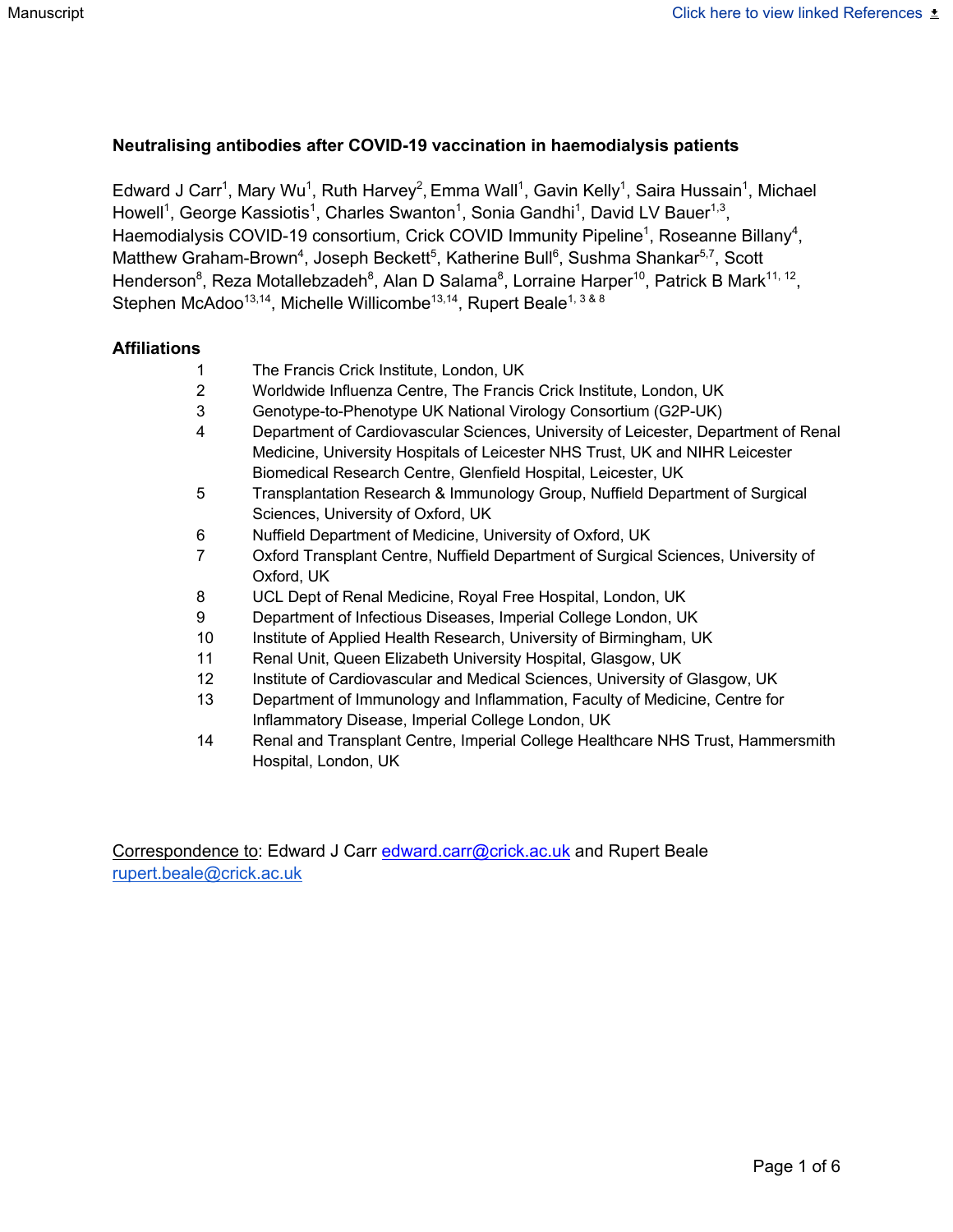**Neutralising antibodies after COVID-19 vaccination in haemodialysis patients**

Edward J Carr[1], Mary Wu[1], Ruth Harvey[2], Emma Wall[1], Gavin Kelly[1], Saira Hussain[1], Michael Howell[1], George Kassiotis[1], Charles Swanton[1], Sonia Gandhi[1], David LV Bauer[1,3], Haemodialysis COVID-19 consortium, Crick COVID Immunity Pipeline[1], Roseanne Billany[4], Matthew Graham-Brown[4], Joseph Beckett[5], Katherine Bull[6], Sushma Shankar[5,7], Scott Henderson[8], Reza Motallebzadeh[8], Alan D Salama[8], Lorraine Harper[10], Patrick B Mark[11, 12], Stephen McAdoo[13,14], Michelle Willicombe[13,14], Rupert Beale[1, 3 & 8]

## Affiliations

1. The Francis Crick Institute, London, UK
2. Worldwide Influenza Centre, The Francis Crick Institute, London, UK
3. Genotype-to-Phenotype UK National Virology Consortium (G2P-UK)
4. Department of Cardiovascular Sciences, University of Leicester, Department of Renal Medicine, University Hospitals of Leicester NHS Trust, UK and NIHR Leicester Biomedical Research Centre, Glenfield Hospital, Leicester, UK
5. Transplantation Research & Immunology Group, Nuffield Department of Surgical Sciences, University of Oxford, UK
6. Nuffield Department of Medicine, University of Oxford, UK
7. Oxford Transplant Centre, Nuffield Department of Surgical Sciences, University of Oxford, UK
8. UCL Dept of Renal Medicine, Royal Free Hospital, London, UK
9. Department of Infectious Diseases, Imperial College London, UK
10. Institute of Applied Health Research, University of Birmingham, UK
11. Renal Unit, Queen Elizabeth University Hospital, Glasgow, UK
12. Institute of Cardiovascular and Medical Sciences, University of Glasgow, UK
13. Department of Immunology and Inflammation, Faculty of Medicine, Centre for Inflammatory Disease, Imperial College London, UK
14. Renal and Transplant Centre, Imperial College Healthcare NHS Trust, Hammersmith Hospital, London, UK

Correspondence to: Edward J Carr edward.carr@crick.ac.uk and Rupert Beale rupert.beale@crick.ac.uk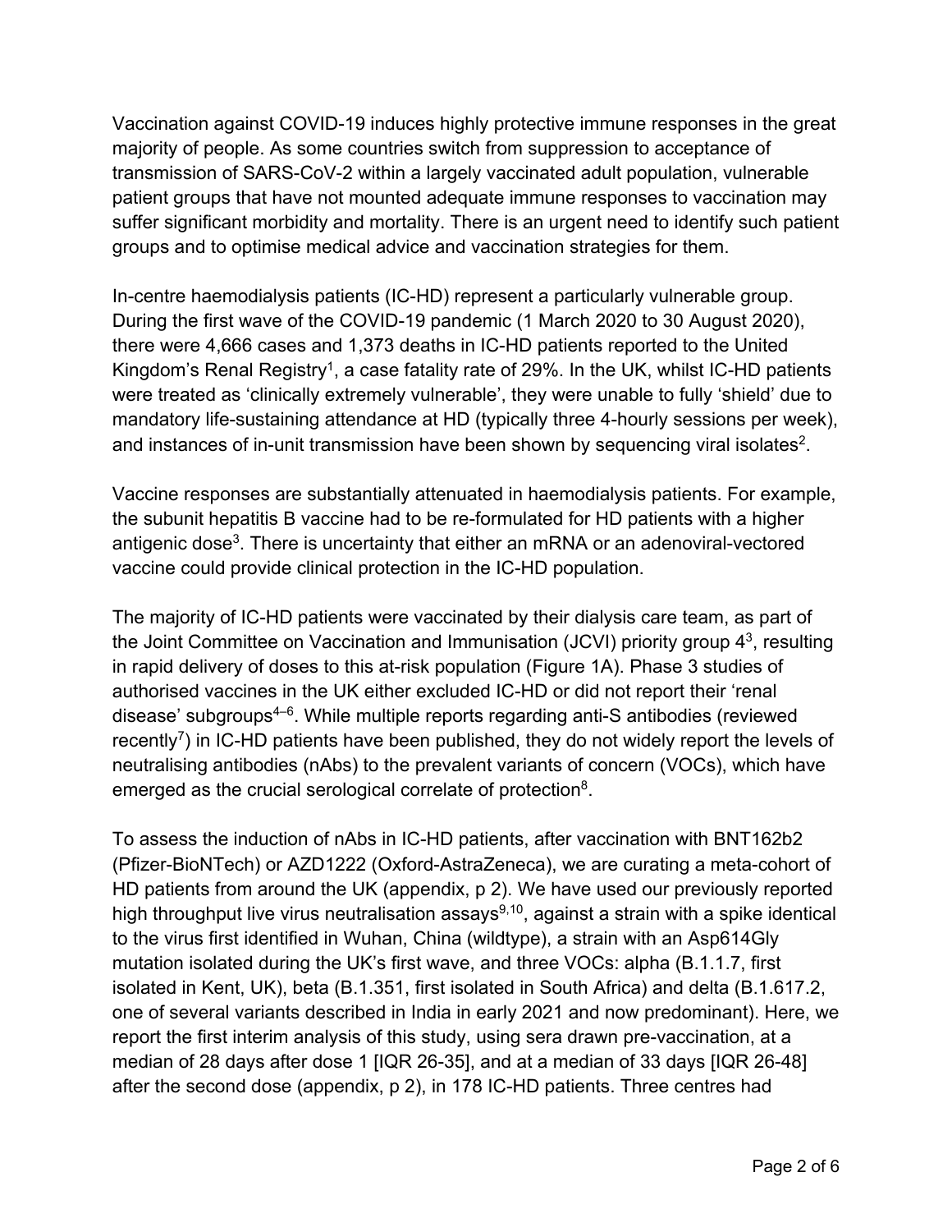Vaccination against COVID-19 induces highly protective immune responses in the great majority of people. As some countries switch from suppression to acceptance of transmission of SARS-CoV-2 within a largely vaccinated adult population, vulnerable patient groups that have not mounted adequate immune responses to vaccination may suffer significant morbidity and mortality. There is an urgent need to identify such patient groups and to optimise medical advice and vaccination strategies for them.

In-centre haemodialysis patients (IC-HD) represent a particularly vulnerable group. During the first wave of the COVID-19 pandemic (1 March 2020 to 30 August 2020), there were 4,666 cases and 1,373 deaths in IC-HD patients reported to the United Kingdom's Renal Registry[1], a case fatality rate of 29%. In the UK, whilst IC-HD patients were treated as 'clinically extremely vulnerable', they were unable to fully 'shield' due to mandatory life-sustaining attendance at HD (typically three 4-hourly sessions per week), and instances of in-unit transmission have been shown by sequencing viral isolates[2].

Vaccine responses are substantially attenuated in haemodialysis patients. For example, the subunit hepatitis B vaccine had to be re-formulated for HD patients with a higher antigenic dose[3]. There is uncertainty that either an mRNA or an adenoviral-vectored vaccine could provide clinical protection in the IC-HD population.

The majority of IC-HD patients were vaccinated by their dialysis care team, as part of the Joint Committee on Vaccination and Immunisation (JCVI) priority group 4[3], resulting in rapid delivery of doses to this at-risk population (Figure 1A). Phase 3 studies of authorised vaccines in the UK either excluded IC-HD or did not report their 'renal disease' subgroups[4–6]. While multiple reports regarding anti-S antibodies (reviewed recently[7]) in IC-HD patients have been published, they do not widely report the levels of neutralising antibodies (nAbs) to the prevalent variants of concern (VOCs), which have emerged as the crucial serological correlate of protection[8].

To assess the induction of nAbs in IC-HD patients, after vaccination with BNT162b2 (Pfizer-BioNTech) or AZD1222 (Oxford-AstraZeneca), we are curating a meta-cohort of HD patients from around the UK (appendix, p 2). We have used our previously reported high throughput live virus neutralisation assays[9,10], against a strain with a spike identical to the virus first identified in Wuhan, China (wildtype), a strain with an Asp614Gly mutation isolated during the UK's first wave, and three VOCs: alpha (B.1.1.7, first isolated in Kent, UK), beta (B.1.351, first isolated in South Africa) and delta (B.1.617.2, one of several variants described in India in early 2021 and now predominant). Here, we report the first interim analysis of this study, using sera drawn pre-vaccination, at a median of 28 days after dose 1 [IQR 26-35], and at a median of 33 days [IQR 26-48] after the second dose (appendix, p 2), in 178 IC-HD patients. Three centres had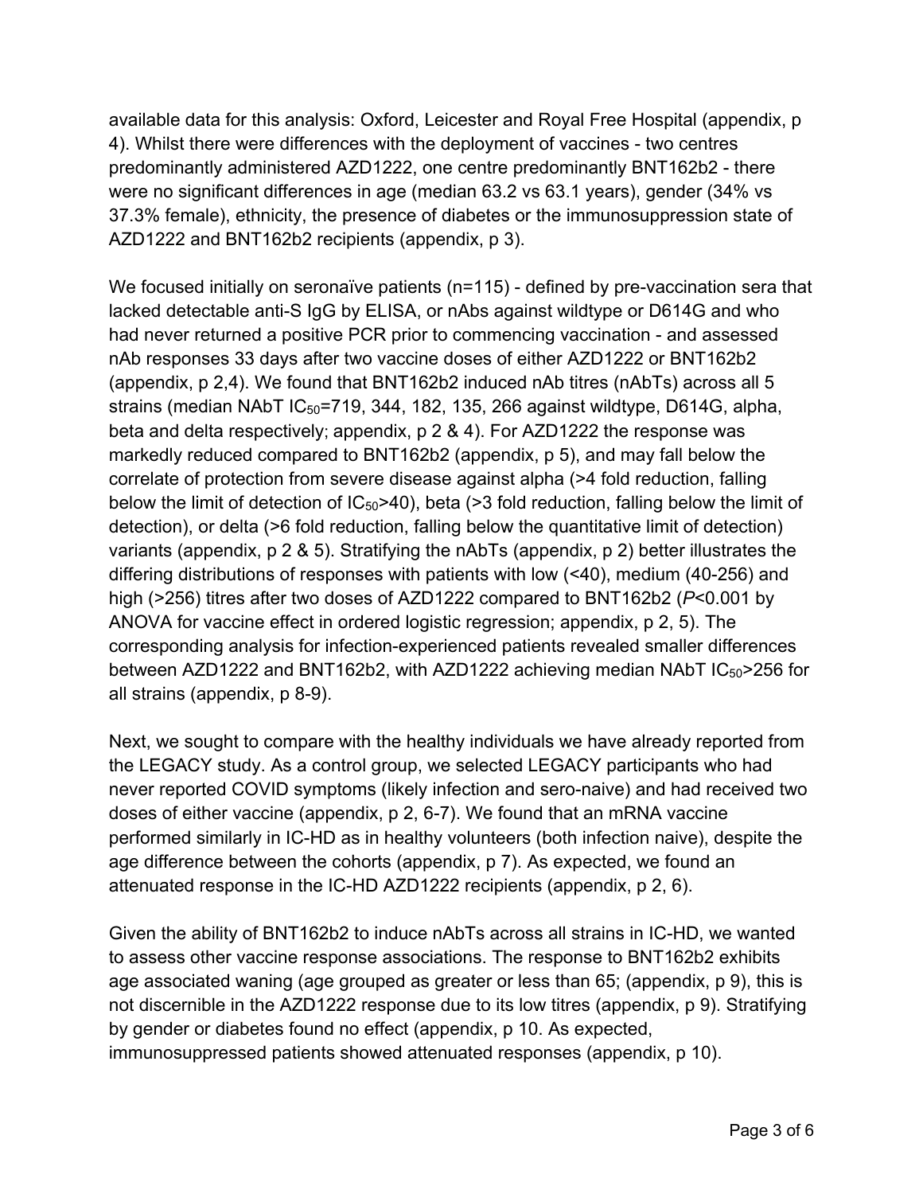available data for this analysis: Oxford, Leicester and Royal Free Hospital (appendix, p 4). Whilst there were differences with the deployment of vaccines - two centres predominantly administered AZD1222, one centre predominantly BNT162b2 - there were no significant differences in age (median 63.2 vs 63.1 years), gender (34% vs 37.3% female), ethnicity, the presence of diabetes or the immunosuppression state of AZD1222 and BNT162b2 recipients (appendix, p 3).

We focused initially on seronaïve patients (n=115) - defined by pre-vaccination sera that lacked detectable anti-S IgG by ELISA, or nAbs against wildtype or D614G and who had never returned a positive PCR prior to commencing vaccination - and assessed nAb responses 33 days after two vaccine doses of either AZD1222 or BNT162b2 (appendix, p 2,4). We found that BNT162b2 induced nAb titres (nAbTs) across all 5 strains (median NAbT $IC_{50}$=719, 344, 182, 135, 266 against wildtype, D614G, alpha, beta and delta respectively; appendix, p 2 & 4). For AZD1222 the response was markedly reduced compared to BNT162b2 (appendix, p 5), and may fall below the correlate of protection from severe disease against alpha (>4 fold reduction, falling below the limit of detection of $IC_{50}$>40), beta (>3 fold reduction, falling below the limit of detection), or delta (>6 fold reduction, falling below the quantitative limit of detection) variants (appendix, p 2 & 5). Stratifying the nAbTs (appendix, p 2) better illustrates the differing distributions of responses with patients with low (<40), medium (40-256) and high (>256) titres after two doses of AZD1222 compared to BNT162b2 ($P$<0.001 by ANOVA for vaccine effect in ordered logistic regression; appendix, p 2, 5). The corresponding analysis for infection-experienced patients revealed smaller differences between AZD1222 and BNT162b2, with AZD1222 achieving median NAbT $IC_{50}$>256 for all strains (appendix, p 8-9).

Next, we sought to compare with the healthy individuals we have already reported from the LEGACY study. As a control group, we selected LEGACY participants who had never reported COVID symptoms (likely infection and sero-naive) and had received two doses of either vaccine (appendix, p 2, 6-7). We found that an mRNA vaccine performed similarly in IC-HD as in healthy volunteers (both infection naive), despite the age difference between the cohorts (appendix, p 7). As expected, we found an attenuated response in the IC-HD AZD1222 recipients (appendix, p 2, 6).

Given the ability of BNT162b2 to induce nAbTs across all strains in IC-HD, we wanted to assess other vaccine response associations. The response to BNT162b2 exhibits age associated waning (age grouped as greater or less than 65; (appendix, p 9), this is not discernible in the AZD1222 response due to its low titres (appendix, p 9). Stratifying by gender or diabetes found no effect (appendix, p 10. As expected, immunosuppressed patients showed attenuated responses (appendix, p 10).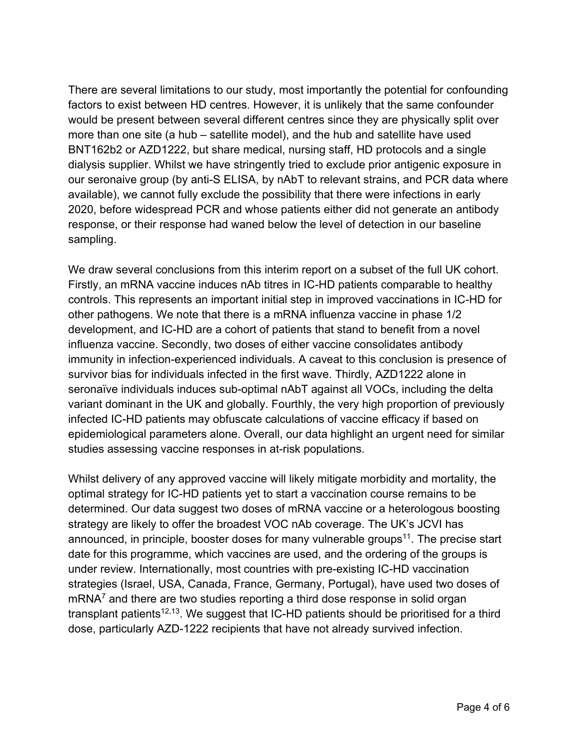There are several limitations to our study, most importantly the potential for confounding factors to exist between HD centres. However, it is unlikely that the same confounder would be present between several different centres since they are physically split over more than one site (a hub – satellite model), and the hub and satellite have used BNT162b2 or AZD1222, but share medical, nursing staff, HD protocols and a single dialysis supplier. Whilst we have stringently tried to exclude prior antigenic exposure in our seronaive group (by anti-S ELISA, by nAbT to relevant strains, and PCR data where available), we cannot fully exclude the possibility that there were infections in early 2020, before widespread PCR and whose patients either did not generate an antibody response, or their response had waned below the level of detection in our baseline sampling.

We draw several conclusions from this interim report on a subset of the full UK cohort. Firstly, an mRNA vaccine induces nAb titres in IC-HD patients comparable to healthy controls. This represents an important initial step in improved vaccinations in IC-HD for other pathogens. We note that there is a mRNA influenza vaccine in phase 1/2 development, and IC-HD are a cohort of patients that stand to benefit from a novel influenza vaccine. Secondly, two doses of either vaccine consolidates antibody immunity in infection-experienced individuals. A caveat to this conclusion is presence of survivor bias for individuals infected in the first wave. Thirdly, AZD1222 alone in seronaïve individuals induces sub-optimal nAbT against all VOCs, including the delta variant dominant in the UK and globally. Fourthly, the very high proportion of previously infected IC-HD patients may obfuscate calculations of vaccine efficacy if based on epidemiological parameters alone. Overall, our data highlight an urgent need for similar studies assessing vaccine responses in at-risk populations.

Whilst delivery of any approved vaccine will likely mitigate morbidity and mortality, the optimal strategy for IC-HD patients yet to start a vaccination course remains to be determined. Our data suggest two doses of mRNA vaccine or a heterologous boosting strategy are likely to offer the broadest VOC nAb coverage. The UK's JCVI has announced, in principle, booster doses for many vulnerable groups[11]. The precise start date for this programme, which vaccines are used, and the ordering of the groups is under review. Internationally, most countries with pre-existing IC-HD vaccination strategies (Israel, USA, Canada, France, Germany, Portugal), have used two doses of mRNA[7] and there are two studies reporting a third dose response in solid organ transplant patients[12,13]. We suggest that IC-HD patients should be prioritised for a third dose, particularly AZD-1222 recipients that have not already survived infection.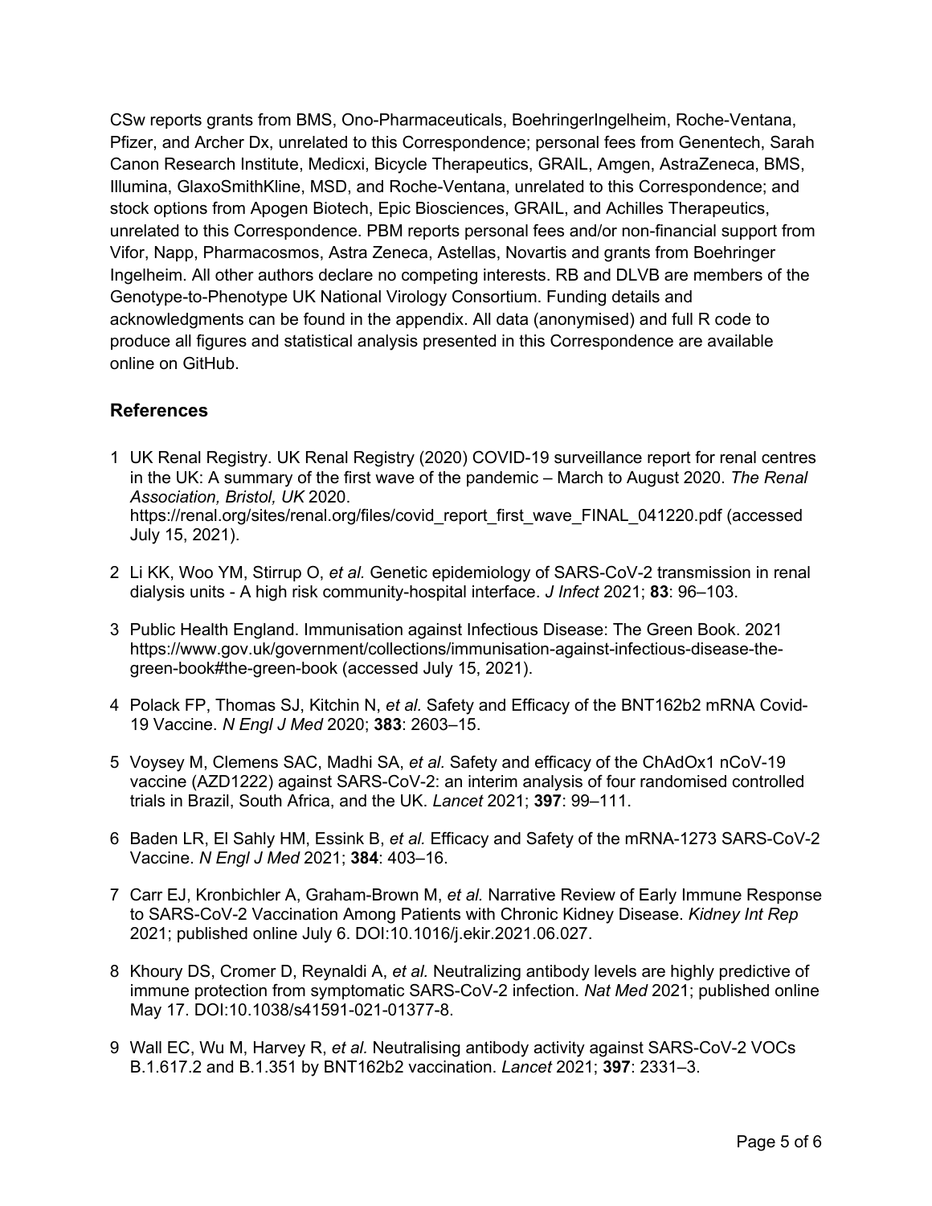CSw reports grants from BMS, Ono-Pharmaceuticals, BoehringerIngelheim, Roche-Ventana, Pfizer, and Archer Dx, unrelated to this Correspondence; personal fees from Genentech, Sarah Canon Research Institute, Medicxi, Bicycle Therapeutics, GRAIL, Amgen, AstraZeneca, BMS, Illumina, GlaxoSmithKline, MSD, and Roche-Ventana, unrelated to this Correspondence; and stock options from Apogen Biotech, Epic Biosciences, GRAIL, and Achilles Therapeutics, unrelated to this Correspondence. PBM reports personal fees and/or non-financial support from Vifor, Napp, Pharmacosmos, Astra Zeneca, Astellas, Novartis and grants from Boehringer Ingelheim. All other authors declare no competing interests. RB and DLVB are members of the Genotype-to-Phenotype UK National Virology Consortium. Funding details and acknowledgments can be found in the appendix. All data (anonymised) and full R code to produce all figures and statistical analysis presented in this Correspondence are available online on GitHub.

## References

1. UK Renal Registry. UK Renal Registry (2020) COVID-19 surveillance report for renal centres in the UK: A summary of the first wave of the pandemic – March to August 2020. *The Renal Association, Bristol, UK* 2020. https://renal.org/sites/renal.org/files/covid_report_first_wave_FINAL_041220.pdf (accessed July 15, 2021).
2. Li KK, Woo YM, Stirrup O, *et al.* Genetic epidemiology of SARS-CoV-2 transmission in renal dialysis units - A high risk community-hospital interface. *J Infect* 2021; **83**: 96–103.
3. Public Health England. Immunisation against Infectious Disease: The Green Book. 2021 https://www.gov.uk/government/collections/immunisation-against-infectious-disease-the-green-book#the-green-book (accessed July 15, 2021).
4. Polack FP, Thomas SJ, Kitchin N, *et al.* Safety and Efficacy of the BNT162b2 mRNA Covid-19 Vaccine. *N Engl J Med* 2020; **383**: 2603–15.
5. Voysey M, Clemens SAC, Madhi SA, *et al.* Safety and efficacy of the ChAdOx1 nCoV-19 vaccine (AZD1222) against SARS-CoV-2: an interim analysis of four randomised controlled trials in Brazil, South Africa, and the UK. *Lancet* 2021; **397**: 99–111.
6. Baden LR, El Sahly HM, Essink B, *et al.* Efficacy and Safety of the mRNA-1273 SARS-CoV-2 Vaccine. *N Engl J Med* 2021; **384**: 403–16.
7. Carr EJ, Kronbichler A, Graham-Brown M, *et al.* Narrative Review of Early Immune Response to SARS-CoV-2 Vaccination Among Patients with Chronic Kidney Disease. *Kidney Int Rep* 2021; published online July 6. DOI:10.1016/j.ekir.2021.06.027.
8. Khoury DS, Cromer D, Reynaldi A, *et al.* Neutralizing antibody levels are highly predictive of immune protection from symptomatic SARS-CoV-2 infection. *Nat Med* 2021; published online May 17. DOI:10.1038/s41591-021-01377-8.
9. Wall EC, Wu M, Harvey R, *et al.* Neutralising antibody activity against SARS-CoV-2 VOCs B.1.617.2 and B.1.351 by BNT162b2 vaccination. *Lancet* 2021; **397**: 2331–3.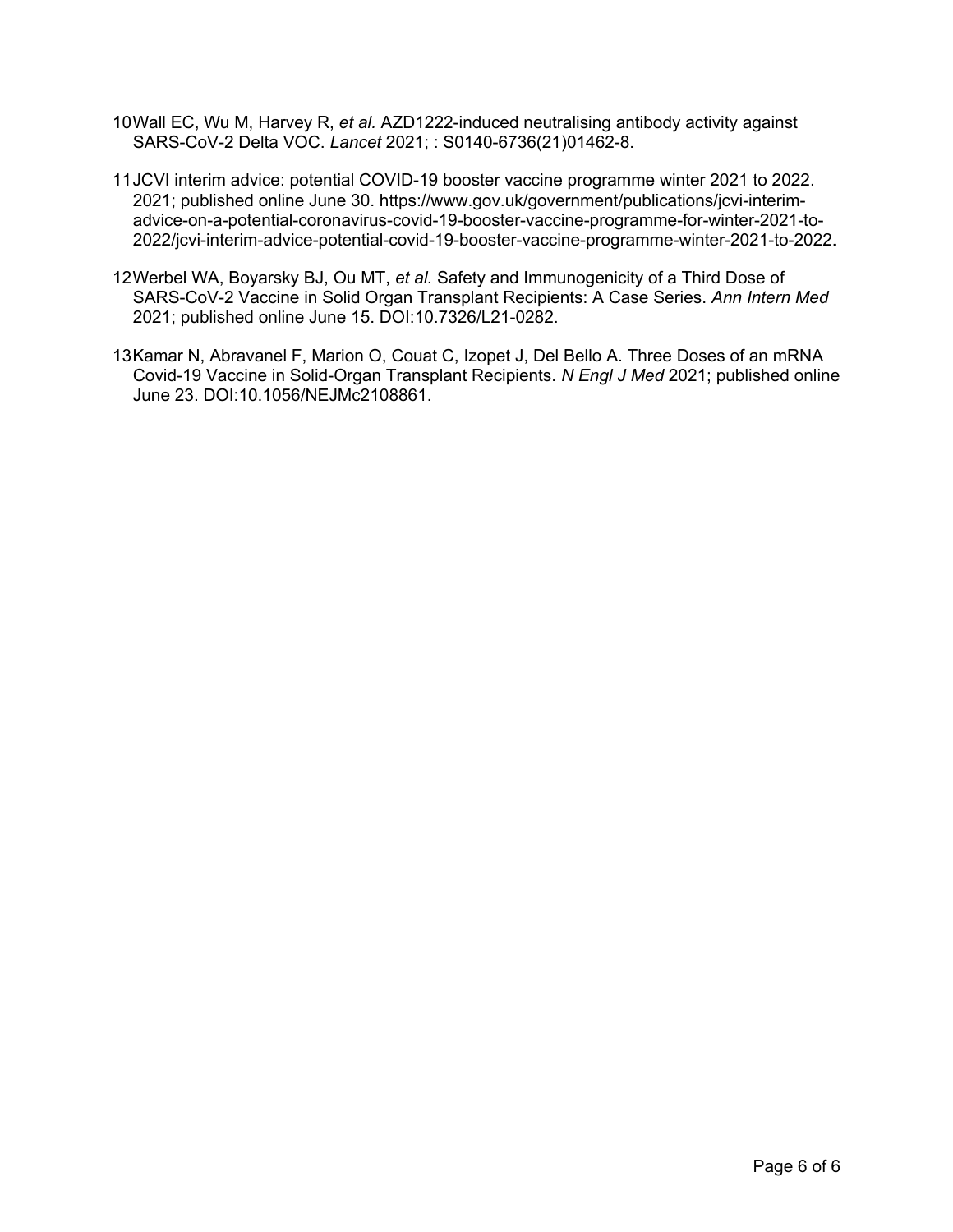10 Wall EC, Wu M, Harvey R, *et al.* AZD1222-induced neutralising antibody activity against SARS-CoV-2 Delta VOC. *Lancet* 2021; : S0140-6736(21)01462-8.

11 JCVI interim advice: potential COVID-19 booster vaccine programme winter 2021 to 2022. 2021; published online June 30. https://www.gov.uk/government/publications/jcvi-interim-advice-on-a-potential-coronavirus-covid-19-booster-vaccine-programme-for-winter-2021-to-2022/jcvi-interim-advice-potential-covid-19-booster-vaccine-programme-winter-2021-to-2022.

12 Werbel WA, Boyarsky BJ, Ou MT, *et al.* Safety and Immunogenicity of a Third Dose of SARS-CoV-2 Vaccine in Solid Organ Transplant Recipients: A Case Series. *Ann Intern Med* 2021; published online June 15. DOI:10.7326/L21-0282.

13 Kamar N, Abravanel F, Marion O, Couat C, Izopet J, Del Bello A. Three Doses of an mRNA Covid-19 Vaccine in Solid-Organ Transplant Recipients. *N Engl J Med* 2021; published online June 23. DOI:10.1056/NEJMc2108861.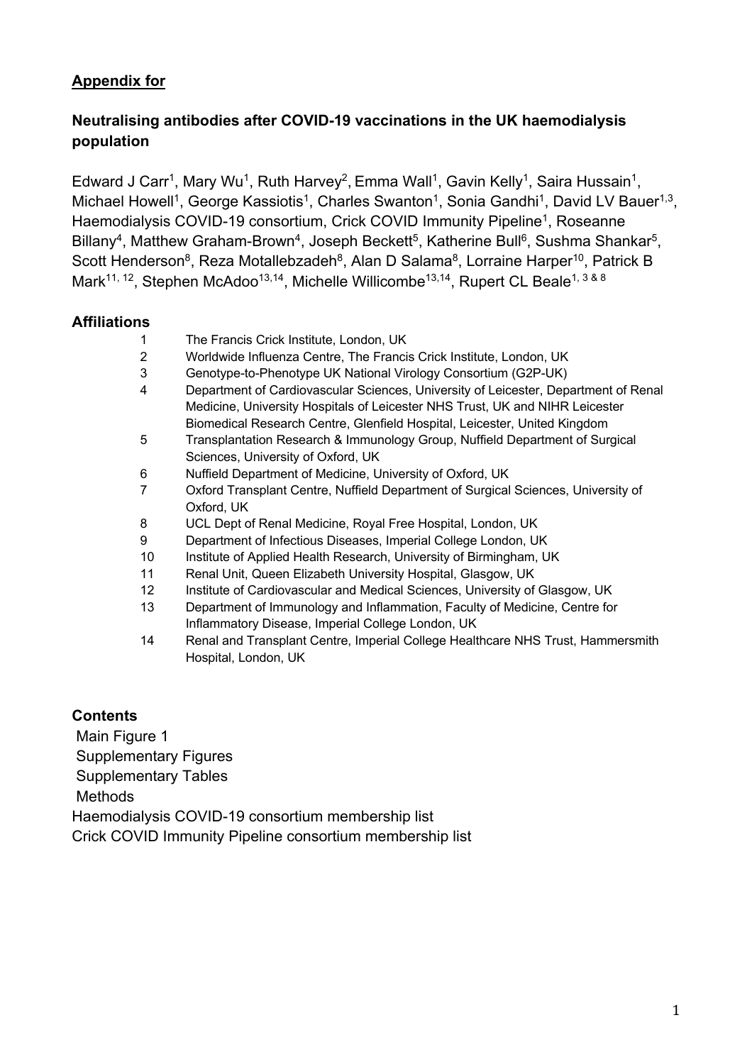**Appendix for**

## **Neutralising antibodies after COVID-19 vaccinations in the UK haemodialysis population**

Edward J Carr[1], Mary Wu[1], Ruth Harvey[2], Emma Wall[1], Gavin Kelly[1], Saira Hussain[1], Michael Howell[1], George Kassiotis[1], Charles Swanton[1], Sonia Gandhi[1], David LV Bauer[1,3], Haemodialysis COVID-19 consortium, Crick COVID Immunity Pipeline[1], Roseanne Billany[4], Matthew Graham-Brown[4], Joseph Beckett[5], Katherine Bull[6], Sushma Shankar[5], Scott Henderson[8], Reza Motallebzadeh[8], Alan D Salama[8], Lorraine Harper[10], Patrick B Mark[11, 12], Stephen McAdoo[13,14], Michelle Willicombe[13,14], Rupert CL Beale[1, 3 & 8]

### **Affiliations**

1. The Francis Crick Institute, London, UK
2. Worldwide Influenza Centre, The Francis Crick Institute, London, UK
3. Genotype-to-Phenotype UK National Virology Consortium (G2P-UK)
4. Department of Cardiovascular Sciences, University of Leicester, Department of Renal Medicine, University Hospitals of Leicester NHS Trust, UK and NIHR Leicester Biomedical Research Centre, Glenfield Hospital, Leicester, United Kingdom
5. Transplantation Research & Immunology Group, Nuffield Department of Surgical Sciences, University of Oxford, UK
6. Nuffield Department of Medicine, University of Oxford, UK
7. Oxford Transplant Centre, Nuffield Department of Surgical Sciences, University of Oxford, UK
8. UCL Dept of Renal Medicine, Royal Free Hospital, London, UK
9. Department of Infectious Diseases, Imperial College London, UK
10. Institute of Applied Health Research, University of Birmingham, UK
11. Renal Unit, Queen Elizabeth University Hospital, Glasgow, UK
12. Institute of Cardiovascular and Medical Sciences, University of Glasgow, UK
13. Department of Immunology and Inflammation, Faculty of Medicine, Centre for Inflammatory Disease, Imperial College London, UK
14. Renal and Transplant Centre, Imperial College Healthcare NHS Trust, Hammersmith Hospital, London, UK

### **Contents**

Main Figure 1
Supplementary Figures
Supplementary Tables
Methods
Haemodialysis COVID-19 consortium membership list
Crick COVID Immunity Pipeline consortium membership list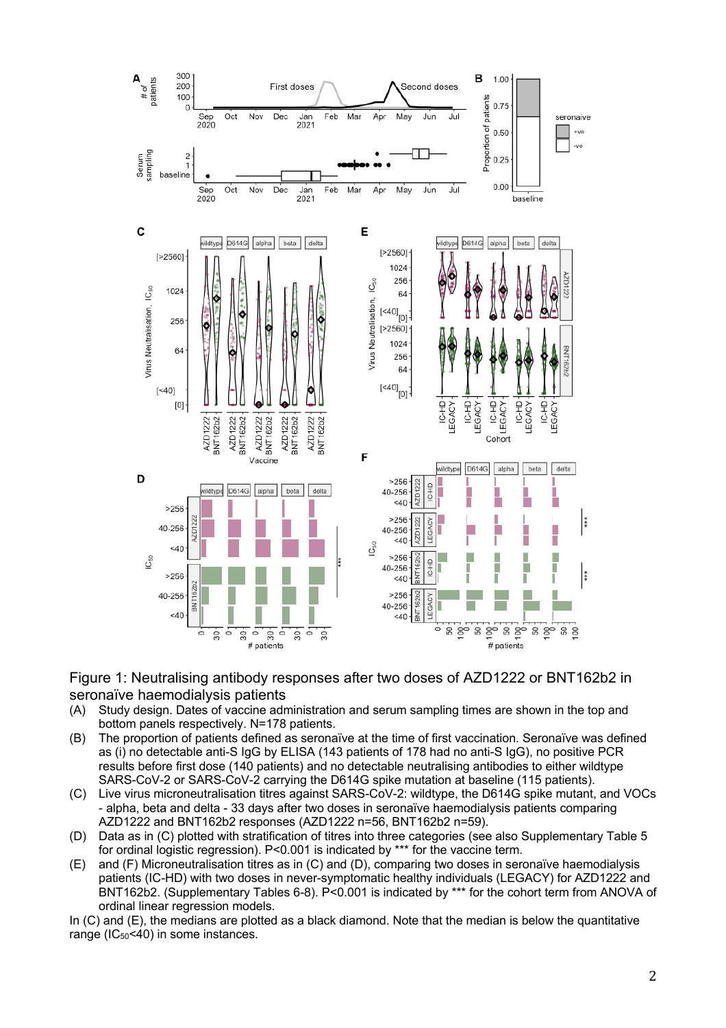Figure 1: Neutralising antibody responses after two doses of AZD1222 or BNT162b2 in seronaïve haemodialysis patients

(A) Study design. Dates of vaccine administration and serum sampling times are shown in the top and bottom panels respectively. N=178 patients.

(B) The proportion of patients defined as seronaïve at the time of first vaccination. Seronaïve was defined as (i) no detectable anti-S IgG by ELISA (143 patients of 178 had no anti-S IgG), no positive PCR results before first dose (140 patients) and no detectable neutralising antibodies to either wildtype SARS-CoV-2 or SARS-CoV-2 carrying the D614G spike mutation at baseline (115 patients).

(C) Live virus microneutralisation titres against SARS-CoV-2: wildtype, the D614G spike mutant, and VOCs - alpha, beta and delta - 33 days after two doses in seronaïve haemodialysis patients comparing AZD1222 and BNT162b2 responses (AZD1222 n=56, BNT162b2 n=59).

(D) Data as in (C) plotted with stratification of titres into three categories (see also Supplementary Table 5 for ordinal logistic regression). P<0.001 is indicated by *** for the vaccine term.

(E) and (F) Microneutralisation titres as in (C) and (D), comparing two doses in seronaïve haemodialysis patients (IC-HD) with two doses in never-symptomatic healthy individuals (LEGACY) for AZD1222 and BNT162b2. (Supplementary Tables 6-8). P<0.001 is indicated by *** for the cohort term from ANOVA of ordinal linear regression models.

In (C) and (E), the medians are plotted as a black diamond. Note that the median is below the quantitative range ($IC_{50}$<40) in some instances.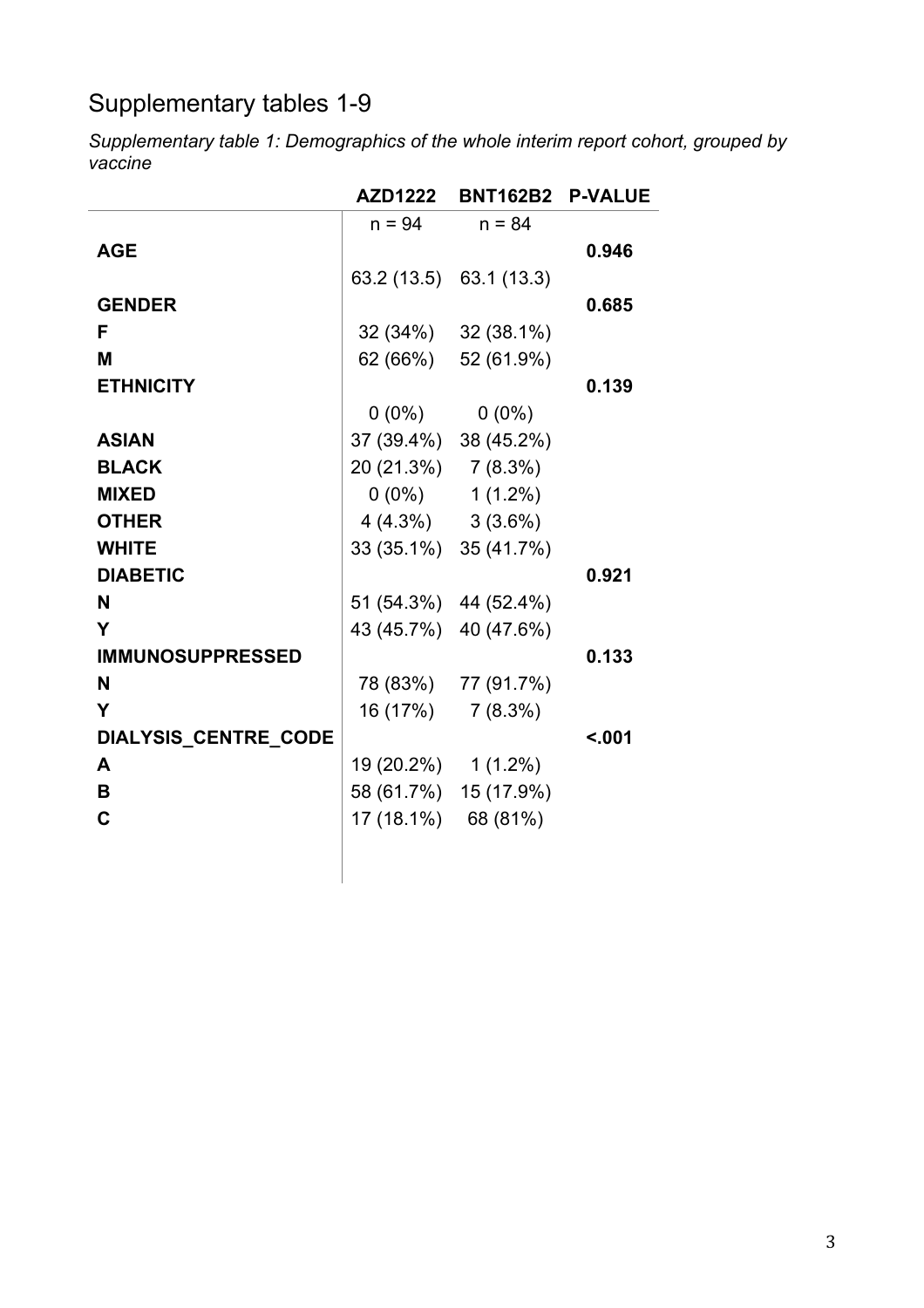# Supplementary tables 1-9

*Supplementary table 1: Demographics of the whole interim report cohort, grouped by vaccine*

| | AZD1222 | BNT162B2 | P-VALUE |
|---|---|---|---|
| | n = 94 | n = 84 | |
| **AGE** | | | **0.946** |
| | 63.2 (13.5) | 63.1 (13.3) | |
| **GENDER** | | | **0.685** |
| **F** | 32 (34%) | 32 (38.1%) | |
| **M** | 62 (66%) | 52 (61.9%) | |
| **ETHNICITY** | | | **0.139** |
| | 0 (0%) | 0 (0%) | |
| **ASIAN** | 37 (39.4%) | 38 (45.2%) | |
| **BLACK** | 20 (21.3%) | 7 (8.3%) | |
| **MIXED** | 0 (0%) | 1 (1.2%) | |
| **OTHER** | 4 (4.3%) | 3 (3.6%) | |
| **WHITE** | 33 (35.1%) | 35 (41.7%) | |
| **DIABETIC** | | | **0.921** |
| **N** | 51 (54.3%) | 44 (52.4%) | |
| **Y** | 43 (45.7%) | 40 (47.6%) | |
| **IMMUNOSUPPRESSED** | | | **0.133** |
| **N** | 78 (83%) | 77 (91.7%) | |
| **Y** | 16 (17%) | 7 (8.3%) | |
| **DIALYSIS_CENTRE_CODE** | | | **<.001** |
| **A** | 19 (20.2%) | 1 (1.2%) | |
| **B** | 58 (61.7%) | 15 (17.9%) | |
| **C** | 17 (18.1%) | 68 (81%) | |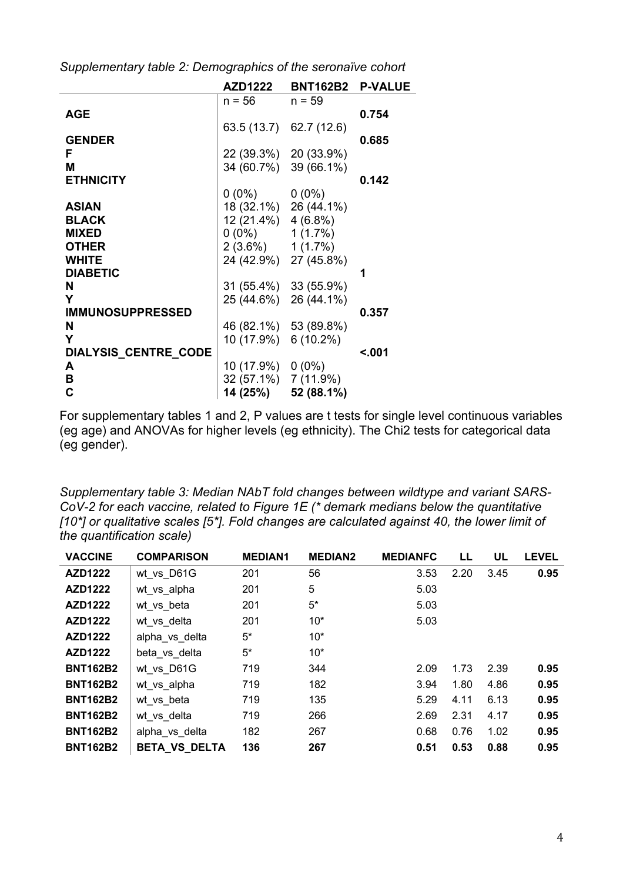*Supplementary table 2: Demographics of the seronaïve cohort*

| | AZD1222 | BNT162B2 | P-VALUE |
|---|---|---|---|
| | n = 56 | n = 59 | |
| **AGE** | | | **0.754** |
| | 63.5 (13.7) | 62.7 (12.6) | |
| **GENDER** | | | **0.685** |
| **F** | 22 (39.3%) | 20 (33.9%) | |
| **M** | 34 (60.7%) | 39 (66.1%) | |
| **ETHNICITY** | | | **0.142** |
| | 0 (0%) | 0 (0%) | |
| **ASIAN** | 18 (32.1%) | 26 (44.1%) | |
| **BLACK** | 12 (21.4%) | 4 (6.8%) | |
| **MIXED** | 0 (0%) | 1 (1.7%) | |
| **OTHER** | 2 (3.6%) | 1 (1.7%) | |
| **WHITE** | 24 (42.9%) | 27 (45.8%) | |
| **DIABETIC** | | | **1** |
| **N** | 31 (55.4%) | 33 (55.9%) | |
| **Y** | 25 (44.6%) | 26 (44.1%) | |
| **IMMUNOSUPPRESSED** | | | **0.357** |
| **N** | 46 (82.1%) | 53 (89.8%) | |
| **Y** | 10 (17.9%) | 6 (10.2%) | |
| **DIALYSIS_CENTRE_CODE** | | | **<.001** |
| **A** | 10 (17.9%) | 0 (0%) | |
| **B** | 32 (57.1%) | 7 (11.9%) | |
| **C** | **14 (25%)** | **52 (88.1%)** | |

For supplementary tables 1 and 2, P values are t tests for single level continuous variables (eg age) and ANOVAs for higher levels (eg ethnicity). The Chi2 tests for categorical data (eg gender).

*Supplementary table 3: Median NAbT fold changes between wildtype and variant SARS-CoV-2 for each vaccine, related to Figure 1E (* demark medians below the quantitative [10*] or qualitative scales [5*]. Fold changes are calculated against 40, the lower limit of the quantification scale)*

| VACCINE | COMPARISON | MEDIAN1 | MEDIAN2 | MEDIANFC | LL | UL | LEVEL |
|---|---|---|---|---|---|---|---|
| **AZD1222** | wt_vs_D61G | 201 | 56 | 3.53 | 2.20 | 3.45 | **0.95** |
| **AZD1222** | wt_vs_alpha | 201 | 5 | 5.03 | | | |
| **AZD1222** | wt_vs_beta | 201 | 5* | 5.03 | | | |
| **AZD1222** | wt_vs_delta | 201 | 10* | 5.03 | | | |
| **AZD1222** | alpha_vs_delta | 5* | 10* | | | | |
| **AZD1222** | beta_vs_delta | 5* | 10* | | | | |
| **BNT162B2** | wt_vs_D61G | 719 | 344 | 2.09 | 1.73 | 2.39 | **0.95** |
| **BNT162B2** | wt_vs_alpha | 719 | 182 | 3.94 | 1.80 | 4.86 | **0.95** |
| **BNT162B2** | wt_vs_beta | 719 | 135 | 5.29 | 4.11 | 6.13 | **0.95** |
| **BNT162B2** | wt_vs_delta | 719 | 266 | 2.69 | 2.31 | 4.17 | **0.95** |
| **BNT162B2** | alpha_vs_delta | 182 | 267 | 0.68 | 0.76 | 1.02 | **0.95** |
| **BNT162B2** | **BETA_VS_DELTA** | **136** | **267** | **0.51** | **0.53** | **0.88** | **0.95** |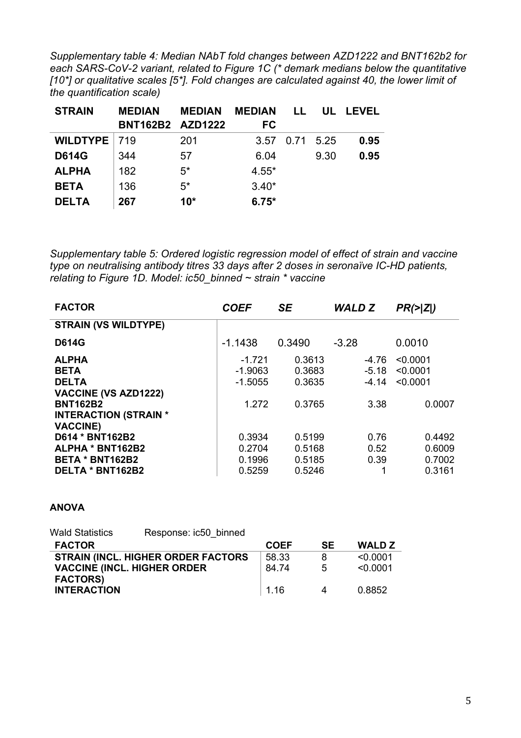*Supplementary table 4: Median NAbT fold changes between AZD1222 and BNT162b2 for each SARS-CoV-2 variant, related to Figure 1C (* demark medians below the quantitative [10*] or qualitative scales [5*]. Fold changes are calculated against 40, the lower limit of the quantification scale)*

| STRAIN | MEDIAN BNT162B2 | MEDIAN AZD1222 | MEDIAN FC | LL | UL | LEVEL |
|---|---|---|---|---|---|---|
| **WILDTYPE** | 719 | 201 | 3.57 | 0.71 | 5.25 | **0.95** |
| **D614G** | 344 | 57 | 6.04 | | 9.30 | **0.95** |
| **ALPHA** | 182 | 5* | 4.55* | | | |
| **BETA** | 136 | 5* | 3.40* | | | |
| **DELTA** | **267** | **10*** | **6.75*** | | | |

*Supplementary table 5: Ordered logistic regression model of effect of strain and vaccine type on neutralising antibody titres 33 days after 2 doses in seronaïve IC-HD patients, relating to Figure 1D. Model: ic50_binned ~ strain * vaccine*

| FACTOR | *COEF* | *SE* | *WALD Z* | *PR(>\|Z\|)* |
|---|---|---|---|---|
| **STRAIN (VS WILDTYPE)** | | | | |
| **D614G** | -1.1438 | 0.3490 | -3.28 | 0.0010 |
| **ALPHA** | -1.721 | 0.3613 | -4.76 | <0.0001 |
| **BETA** | -1.9063 | 0.3683 | -5.18 | <0.0001 |
| **DELTA** | -1.5055 | 0.3635 | -4.14 | <0.0001 |
| **VACCINE (VS AZD1222)** | | | | |
| **BNT162B2** | 1.272 | 0.3765 | 3.38 | 0.0007 |
| **INTERACTION (STRAIN * VACCINE)** | | | | |
| **D614 * BNT162B2** | 0.3934 | 0.5199 | 0.76 | 0.4492 |
| **ALPHA * BNT162B2** | 0.2704 | 0.5168 | 0.52 | 0.6009 |
| **BETA * BNT162B2** | 0.1996 | 0.5185 | 0.39 | 0.7002 |
| **DELTA * BNT162B2** | 0.5259 | 0.5246 | 1 | 0.3161 |

**ANOVA**

Wald Statistics     Response: ic50_binned

| FACTOR | COEF | SE | WALD Z |
|---|---|---|---|
| **STRAIN (INCL. HIGHER ORDER FACTORS** | 58.33 | 8 | <0.0001 |
| **VACCINE (INCL. HIGHER ORDER FACTORS)** | 84.74 | 5 | <0.0001 |
| **INTERACTION** | 1.16 | 4 | 0.8852 |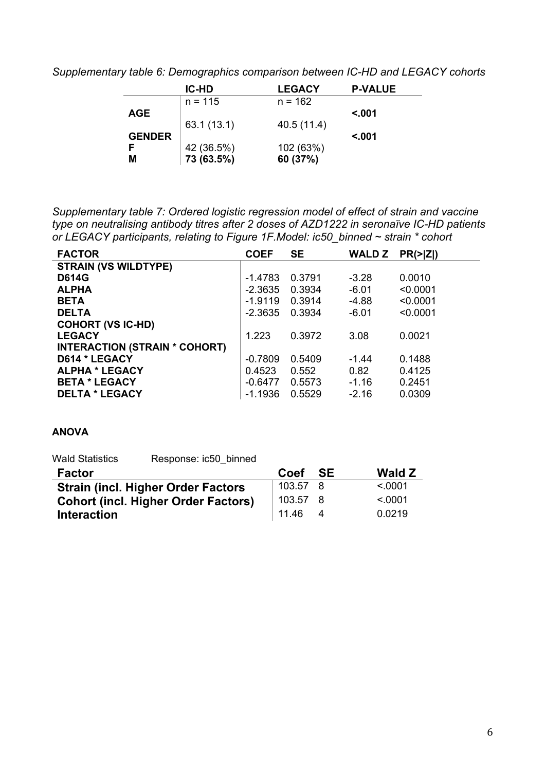*Supplementary table 6: Demographics comparison between IC-HD and LEGACY cohorts*

| | IC-HD | LEGACY | P-VALUE |
|---|---|---|---|
| | n = 115 | n = 162 | |
| **AGE** | | | **<.001** |
| | 63.1 (13.1) | 40.5 (11.4) | |
| **GENDER** | | | **<.001** |
| **F** | 42 (36.5%) | 102 (63%) | |
| **M** | **73 (63.5%)** | **60 (37%)** | |

*Supplementary table 7: Ordered logistic regression model of effect of strain and vaccine type on neutralising antibody titres after 2 doses of AZD1222 in seronaïve IC-HD patients or LEGACY participants, relating to Figure 1F.Model: ic50_binned ~ strain * cohort*

| FACTOR | COEF | SE | WALD Z | PR(>\|Z\|) |
|---|---|---|---|---|
| **STRAIN (VS WILDTYPE)** | | | | |
| **D614G** | -1.4783 | 0.3791 | -3.28 | 0.0010 |
| **ALPHA** | -2.3635 | 0.3934 | -6.01 | <0.0001 |
| **BETA** | -1.9119 | 0.3914 | -4.88 | <0.0001 |
| **DELTA** | -2.3635 | 0.3934 | -6.01 | <0.0001 |
| **COHORT (VS IC-HD)** | | | | |
| **LEGACY** | 1.223 | 0.3972 | 3.08 | 0.0021 |
| **INTERACTION (STRAIN * COHORT)** | | | | |
| **D614 * LEGACY** | -0.7809 | 0.5409 | -1.44 | 0.1488 |
| **ALPHA * LEGACY** | 0.4523 | 0.552 | 0.82 | 0.4125 |
| **BETA * LEGACY** | -0.6477 | 0.5573 | -1.16 | 0.2451 |
| **DELTA * LEGACY** | -1.1936 | 0.5529 | -2.16 | 0.0309 |

**ANOVA**

Wald Statistics Response: ic50_binned

| Factor | Coef | SE | Wald Z |
|---|---|---|---|
| **Strain (incl. Higher Order Factors** | 103.57 | 8 | <.0001 |
| **Cohort (incl. Higher Order Factors)** | 103.57 | 8 | <.0001 |
| **Interaction** | 11.46 | 4 | 0.0219 |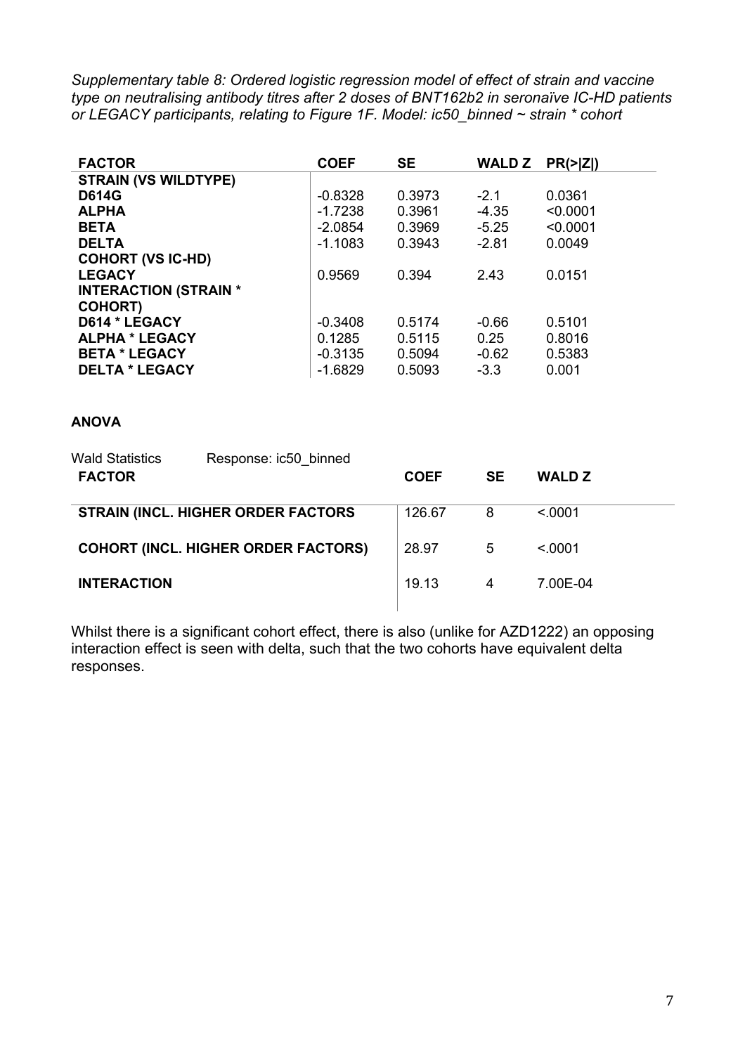*Supplementary table 8: Ordered logistic regression model of effect of strain and vaccine type on neutralising antibody titres after 2 doses of BNT162b2 in seronaïve IC-HD patients or LEGACY participants, relating to Figure 1F. Model: ic50_binned ~ strain * cohort*

| FACTOR | COEF | SE | WALD Z | PR(>\|Z\|) |
|---|---|---|---|---|
| **STRAIN (VS WILDTYPE)** | | | | |
| **D614G** | -0.8328 | 0.3973 | -2.1 | 0.0361 |
| **ALPHA** | -1.7238 | 0.3961 | -4.35 | <0.0001 |
| **BETA** | -2.0854 | 0.3969 | -5.25 | <0.0001 |
| **DELTA** | -1.1083 | 0.3943 | -2.81 | 0.0049 |
| **COHORT (VS IC-HD)** | | | | |
| **LEGACY** | 0.9569 | 0.394 | 2.43 | 0.0151 |
| **INTERACTION (STRAIN * COHORT)** | | | | |
| **D614 * LEGACY** | -0.3408 | 0.5174 | -0.66 | 0.5101 |
| **ALPHA * LEGACY** | 0.1285 | 0.5115 | 0.25 | 0.8016 |
| **BETA * LEGACY** | -0.3135 | 0.5094 | -0.62 | 0.5383 |
| **DELTA * LEGACY** | -1.6829 | 0.5093 | -3.3 | 0.001 |

**ANOVA**

Wald Statistics Response: ic50_binned

| FACTOR | COEF | SE | WALD Z |
|---|---|---|---|
| **STRAIN (INCL. HIGHER ORDER FACTORS** | 126.67 | 8 | <.0001 |
| **COHORT (INCL. HIGHER ORDER FACTORS)** | 28.97 | 5 | <.0001 |
| **INTERACTION** | 19.13 | 4 | 7.00E-04 |

Whilst there is a significant cohort effect, there is also (unlike for AZD1222) an opposing interaction effect is seen with delta, such that the two cohorts have equivalent delta responses.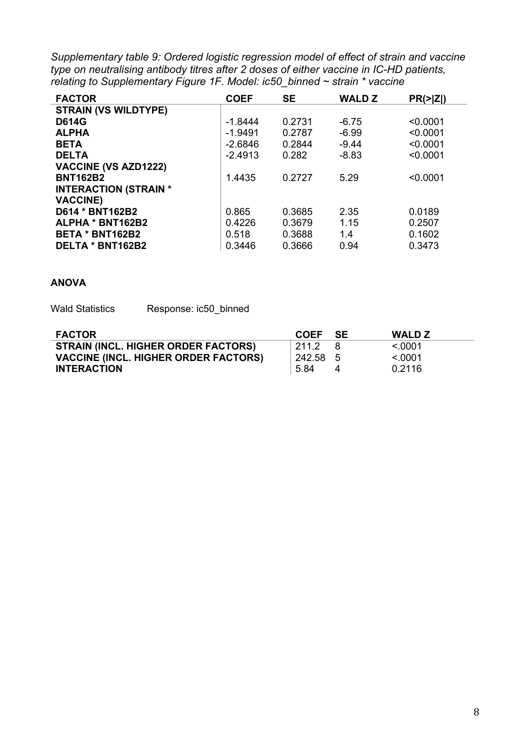*Supplementary table 9: Ordered logistic regression model of effect of strain and vaccine type on neutralising antibody titres after 2 doses of either vaccine in IC-HD patients, relating to Supplementary Figure 1F. Model: ic50_binned ~ strain * vaccine*

| FACTOR | COEF | SE | WALD Z | PR(>\|Z\|) |
|---|---|---|---|---|
| **STRAIN (VS WILDTYPE)** | | | | |
| **D614G** | -1.8444 | 0.2731 | -6.75 | <0.0001 |
| **ALPHA** | -1.9491 | 0.2787 | -6.99 | <0.0001 |
| **BETA** | -2.6846 | 0.2844 | -9.44 | <0.0001 |
| **DELTA** | -2.4913 | 0.282 | -8.83 | <0.0001 |
| **VACCINE (VS AZD1222)** | | | | |
| **BNT162B2** | 1.4435 | 0.2727 | 5.29 | <0.0001 |
| **INTERACTION (STRAIN * VACCINE)** | | | | |
| **D614 * BNT162B2** | 0.865 | 0.3685 | 2.35 | 0.0189 |
| **ALPHA * BNT162B2** | 0.4226 | 0.3679 | 1.15 | 0.2507 |
| **BETA * BNT162B2** | 0.518 | 0.3688 | 1.4 | 0.1602 |
| **DELTA * BNT162B2** | 0.3446 | 0.3666 | 0.94 | 0.3473 |

**ANOVA**

Wald Statistics    Response: ic50_binned

| FACTOR | COEF | SE | WALD Z |
|---|---|---|---|
| **STRAIN (INCL. HIGHER ORDER FACTORS)** | 211.2 | 8 | <.0001 |
| **VACCINE (INCL. HIGHER ORDER FACTORS)** | 242.58 | 5 | <.0001 |
| **INTERACTION** | 5.84 | 4 | 0.2116 |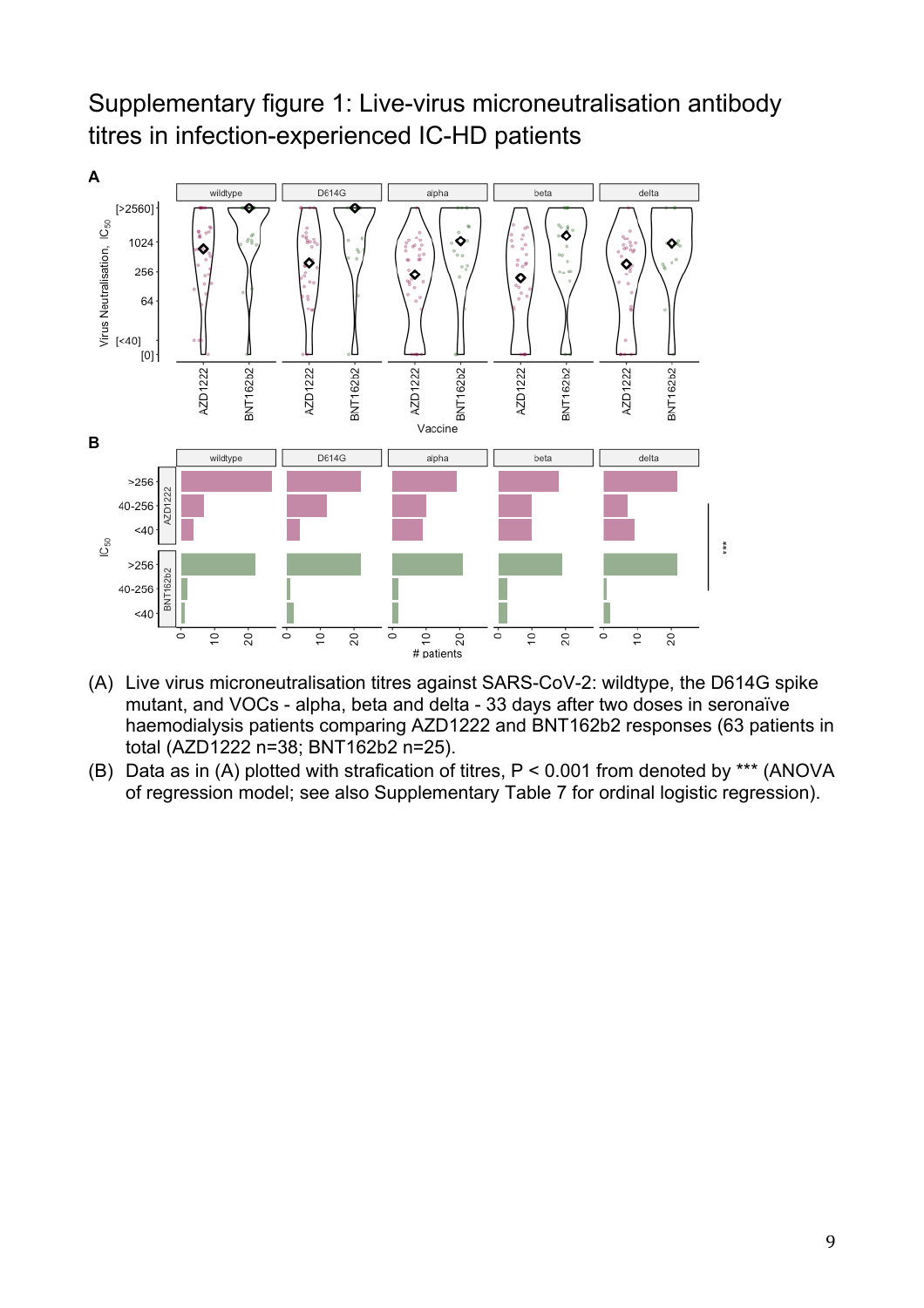# Supplementary figure 1: Live-virus microneutralisation antibody titres in infection-experienced IC-HD patients

(A) Live virus microneutralisation titres against SARS-CoV-2: wildtype, the D614G spike mutant, and VOCs - alpha, beta and delta - 33 days after two doses in seronaïve haemodialysis patients comparing AZD1222 and BNT162b2 responses (63 patients in total (AZD1222 n=38; BNT162b2 n=25).

(B) Data as in (A) plotted with strafication of titres, P < 0.001 from denoted by *** (ANOVA of regression model; see also Supplementary Table 7 for ordinal logistic regression).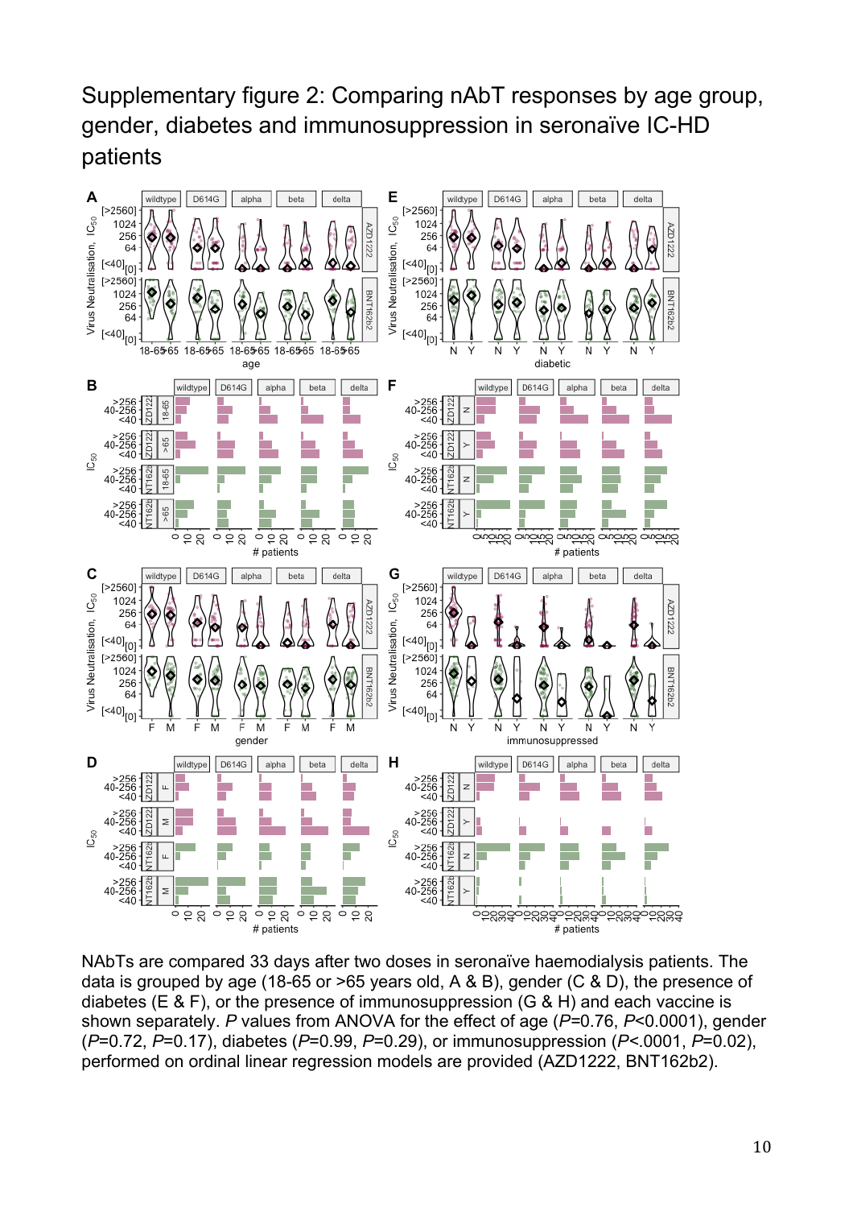# Supplementary figure 2: Comparing nAbT responses by age group, gender, diabetes and immunosuppression in seronaïve IC-HD patients

NAbTs are compared 33 days after two doses in seronaïve haemodialysis patients. The data is grouped by age (18-65 or >65 years old, A & B), gender (C & D), the presence of diabetes (E & F), or the presence of immunosuppression (G & H) and each vaccine is shown separately. *P* values from ANOVA for the effect of age (*P*=0.76, *P*<0.0001), gender (*P*=0.72, *P*=0.17), diabetes (*P*=0.99, *P*=0.29), or immunosuppression (*P*<.0001, *P*=0.02), performed on ordinal linear regression models are provided (AZD1222, BNT162b2).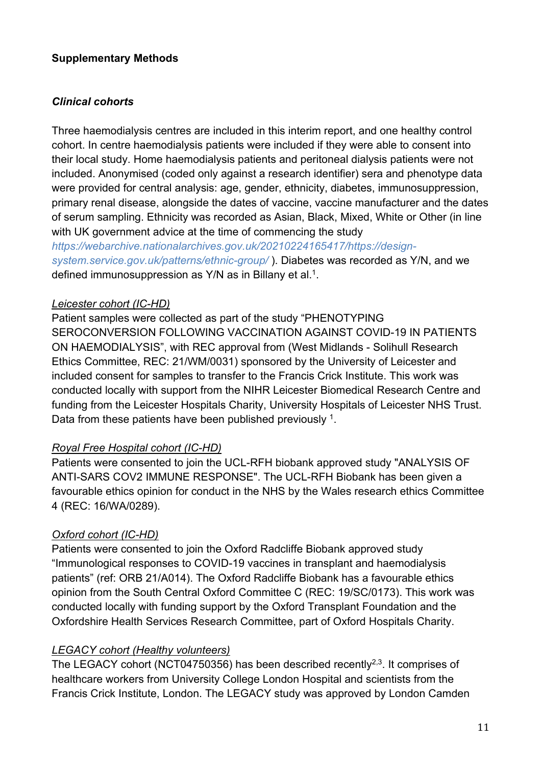**Supplementary Methods**

***Clinical cohorts***

Three haemodialysis centres are included in this interim report, and one healthy control cohort. In centre haemodialysis patients were included if they were able to consent into their local study. Home haemodialysis patients and peritoneal dialysis patients were not included. Anonymised (coded only against a research identifier) sera and phenotype data were provided for central analysis: age, gender, ethnicity, diabetes, immunosuppression, primary renal disease, alongside the dates of vaccine, vaccine manufacturer and the dates of serum sampling. Ethnicity was recorded as Asian, Black, Mixed, White or Other (in line with UK government advice at the time of commencing the study *https://webarchive.nationalarchives.gov.uk/20210224165417/https://design-system.service.gov.uk/patterns/ethnic-group/* ). Diabetes was recorded as Y/N, and we defined immunosuppression as Y/N as in Billany et al.[1].

*Leicester cohort (IC-HD)*

Patient samples were collected as part of the study "PHENOTYPING SEROCONVERSION FOLLOWING VACCINATION AGAINST COVID-19 IN PATIENTS ON HAEMODIALYSIS", with REC approval from (West Midlands - Solihull Research Ethics Committee, REC: 21/WM/0031) sponsored by the University of Leicester and included consent for samples to transfer to the Francis Crick Institute. This work was conducted locally with support from the NIHR Leicester Biomedical Research Centre and funding from the Leicester Hospitals Charity, University Hospitals of Leicester NHS Trust. Data from these patients have been published previously [1].

*Royal Free Hospital cohort (IC-HD)*

Patients were consented to join the UCL-RFH biobank approved study "ANALYSIS OF ANTI-SARS COV2 IMMUNE RESPONSE". The UCL-RFH Biobank has been given a favourable ethics opinion for conduct in the NHS by the Wales research ethics Committee 4 (REC: 16/WA/0289).

*Oxford cohort (IC-HD)*

Patients were consented to join the Oxford Radcliffe Biobank approved study "Immunological responses to COVID-19 vaccines in transplant and haemodialysis patients" (ref: ORB 21/A014). The Oxford Radcliffe Biobank has a favourable ethics opinion from the South Central Oxford Committee C (REC: 19/SC/0173). This work was conducted locally with funding support by the Oxford Transplant Foundation and the Oxfordshire Health Services Research Committee, part of Oxford Hospitals Charity.

*LEGACY cohort (Healthy volunteers)*

The LEGACY cohort (NCT04750356) has been described recently[2,3]. It comprises of healthcare workers from University College London Hospital and scientists from the Francis Crick Institute, London. The LEGACY study was approved by London Camden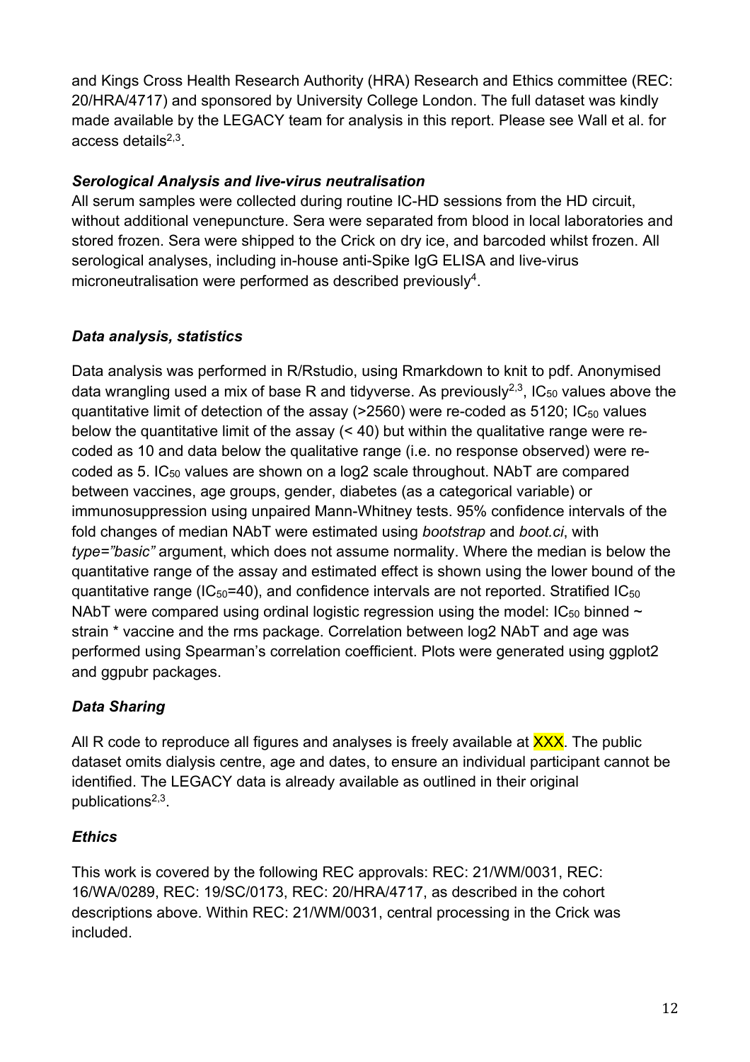and Kings Cross Health Research Authority (HRA) Research and Ethics committee (REC: 20/HRA/4717) and sponsored by University College London. The full dataset was kindly made available by the LEGACY team for analysis in this report. Please see Wall et al. for access details[2,3].

### *Serological Analysis and live-virus neutralisation*

All serum samples were collected during routine IC-HD sessions from the HD circuit, without additional venepuncture. Sera were separated from blood in local laboratories and stored frozen. Sera were shipped to the Crick on dry ice, and barcoded whilst frozen. All serological analyses, including in-house anti-Spike IgG ELISA and live-virus microneutralisation were performed as described previously[4].

### *Data analysis, statistics*

Data analysis was performed in R/Rstudio, using Rmarkdown to knit to pdf. Anonymised data wrangling used a mix of base R and tidyverse. As previously[2,3], $IC_{50}$ values above the quantitative limit of detection of the assay (>2560) were re-coded as 5120; $IC_{50}$ values below the quantitative limit of the assay (< 40) but within the qualitative range were re-coded as 10 and data below the qualitative range (i.e. no response observed) were re-coded as 5. $IC_{50}$ values are shown on a log2 scale throughout. NAbT are compared between vaccines, age groups, gender, diabetes (as a categorical variable) or immunosuppression using unpaired Mann-Whitney tests. 95% confidence intervals of the fold changes of median NAbT were estimated using *bootstrap* and *boot.ci*, with *type="basic"* argument, which does not assume normality. Where the median is below the quantitative range of the assay and estimated effect is shown using the lower bound of the quantitative range ($IC_{50}$=40), and confidence intervals are not reported. Stratified $IC_{50}$ NAbT were compared using ordinal logistic regression using the model: $IC_{50}$ binned ~ strain * vaccine and the rms package. Correlation between log2 NAbT and age was performed using Spearman's correlation coefficient. Plots were generated using ggplot2 and ggpubr packages.

### *Data Sharing*

All R code to reproduce all figures and analyses is freely available at XXX. The public dataset omits dialysis centre, age and dates, to ensure an individual participant cannot be identified. The LEGACY data is already available as outlined in their original publications[2,3].

### *Ethics*

This work is covered by the following REC approvals: REC: 21/WM/0031, REC: 16/WA/0289, REC: 19/SC/0173, REC: 20/HRA/4717, as described in the cohort descriptions above. Within REC: 21/WM/0031, central processing in the Crick was included.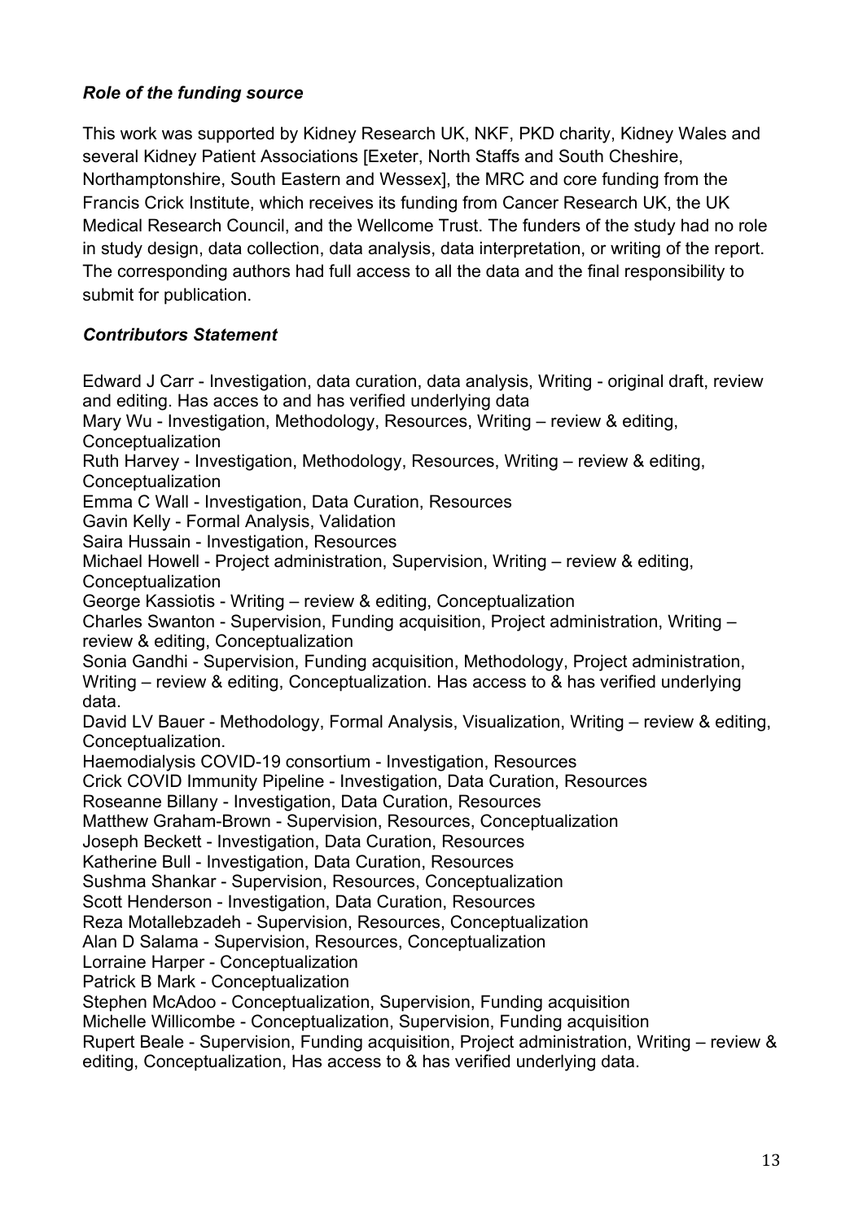### *Role of the funding source*

This work was supported by Kidney Research UK, NKF, PKD charity, Kidney Wales and several Kidney Patient Associations [Exeter, North Staffs and South Cheshire, Northamptonshire, South Eastern and Wessex], the MRC and core funding from the Francis Crick Institute, which receives its funding from Cancer Research UK, the UK Medical Research Council, and the Wellcome Trust. The funders of the study had no role in study design, data collection, data analysis, data interpretation, or writing of the report. The corresponding authors had full access to all the data and the final responsibility to submit for publication.

### *Contributors Statement*

Edward J Carr - Investigation, data curation, data analysis, Writing - original draft, review and editing. Has acces to and has verified underlying data
Mary Wu - Investigation, Methodology, Resources, Writing – review & editing, Conceptualization
Ruth Harvey - Investigation, Methodology, Resources, Writing – review & editing, Conceptualization
Emma C Wall - Investigation, Data Curation, Resources
Gavin Kelly - Formal Analysis, Validation
Saira Hussain - Investigation, Resources
Michael Howell - Project administration, Supervision, Writing – review & editing, Conceptualization
George Kassiotis - Writing – review & editing, Conceptualization
Charles Swanton - Supervision, Funding acquisition, Project administration, Writing – review & editing, Conceptualization
Sonia Gandhi - Supervision, Funding acquisition, Methodology, Project administration, Writing – review & editing, Conceptualization. Has access to & has verified underlying data.
David LV Bauer - Methodology, Formal Analysis, Visualization, Writing – review & editing, Conceptualization.
Haemodialysis COVID-19 consortium - Investigation, Resources
Crick COVID Immunity Pipeline - Investigation, Data Curation, Resources
Roseanne Billany - Investigation, Data Curation, Resources
Matthew Graham-Brown - Supervision, Resources, Conceptualization
Joseph Beckett - Investigation, Data Curation, Resources
Katherine Bull - Investigation, Data Curation, Resources
Sushma Shankar - Supervision, Resources, Conceptualization
Scott Henderson - Investigation, Data Curation, Resources
Reza Motallebzadeh - Supervision, Resources, Conceptualization
Alan D Salama - Supervision, Resources, Conceptualization
Lorraine Harper - Conceptualization
Patrick B Mark - Conceptualization
Stephen McAdoo - Conceptualization, Supervision, Funding acquisition
Michelle Willicombe - Conceptualization, Supervision, Funding acquisition
Rupert Beale - Supervision, Funding acquisition, Project administration, Writing – review & editing, Conceptualization, Has access to & has verified underlying data.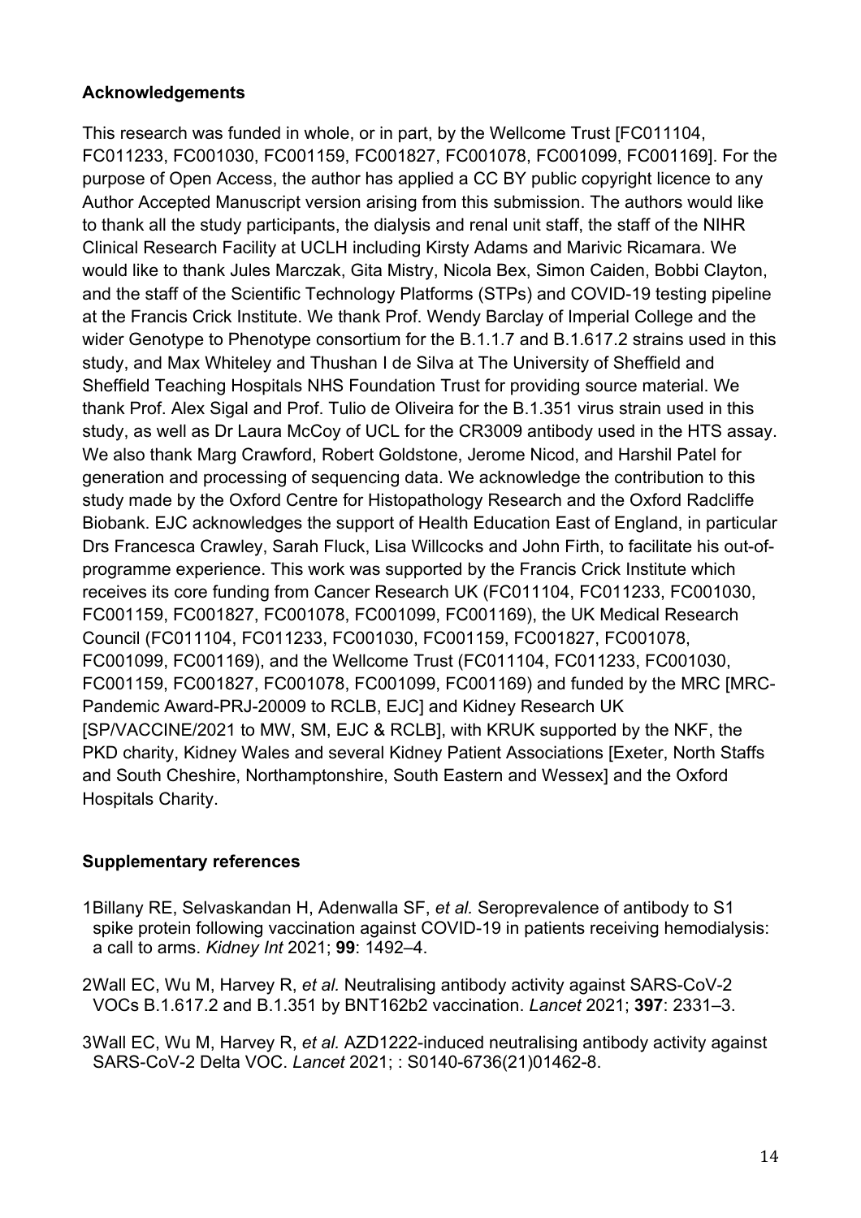### Acknowledgements

This research was funded in whole, or in part, by the Wellcome Trust [FC011104, FC011233, FC001030, FC001159, FC001827, FC001078, FC001099, FC001169]. For the purpose of Open Access, the author has applied a CC BY public copyright licence to any Author Accepted Manuscript version arising from this submission. The authors would like to thank all the study participants, the dialysis and renal unit staff, the staff of the NIHR Clinical Research Facility at UCLH including Kirsty Adams and Marivic Ricamara. We would like to thank Jules Marczak, Gita Mistry, Nicola Bex, Simon Caiden, Bobbi Clayton, and the staff of the Scientific Technology Platforms (STPs) and COVID-19 testing pipeline at the Francis Crick Institute. We thank Prof. Wendy Barclay of Imperial College and the wider Genotype to Phenotype consortium for the B.1.1.7 and B.1.617.2 strains used in this study, and Max Whiteley and Thushan I de Silva at The University of Sheffield and Sheffield Teaching Hospitals NHS Foundation Trust for providing source material. We thank Prof. Alex Sigal and Prof. Tulio de Oliveira for the B.1.351 virus strain used in this study, as well as Dr Laura McCoy of UCL for the CR3009 antibody used in the HTS assay. We also thank Marg Crawford, Robert Goldstone, Jerome Nicod, and Harshil Patel for generation and processing of sequencing data. We acknowledge the contribution to this study made by the Oxford Centre for Histopathology Research and the Oxford Radcliffe Biobank. EJC acknowledges the support of Health Education East of England, in particular Drs Francesca Crawley, Sarah Fluck, Lisa Willcocks and John Firth, to facilitate his out-of-programme experience. This work was supported by the Francis Crick Institute which receives its core funding from Cancer Research UK (FC011104, FC011233, FC001030, FC001159, FC001827, FC001078, FC001099, FC001169), the UK Medical Research Council (FC011104, FC011233, FC001030, FC001159, FC001827, FC001078, FC001099, FC001169), and the Wellcome Trust (FC011104, FC011233, FC001030, FC001159, FC001827, FC001078, FC001099, FC001169) and funded by the MRC [MRC-Pandemic Award-PRJ-20009 to RCLB, EJC] and Kidney Research UK [SP/VACCINE/2021 to MW, SM, EJC & RCLB], with KRUK supported by the NKF, the PKD charity, Kidney Wales and several Kidney Patient Associations [Exeter, North Staffs and South Cheshire, Northamptonshire, South Eastern and Wessex] and the Oxford Hospitals Charity.

### Supplementary references

1 Billany RE, Selvaskandan H, Adenwalla SF, *et al.* Seroprevalence of antibody to S1 spike protein following vaccination against COVID-19 in patients receiving hemodialysis: a call to arms. *Kidney Int* 2021; **99**: 1492–4.

2 Wall EC, Wu M, Harvey R, *et al.* Neutralising antibody activity against SARS-CoV-2 VOCs B.1.617.2 and B.1.351 by BNT162b2 vaccination. *Lancet* 2021; **397**: 2331–3.

3 Wall EC, Wu M, Harvey R, *et al.* AZD1222-induced neutralising antibody activity against SARS-CoV-2 Delta VOC. *Lancet* 2021; : S0140-6736(21)01462-8.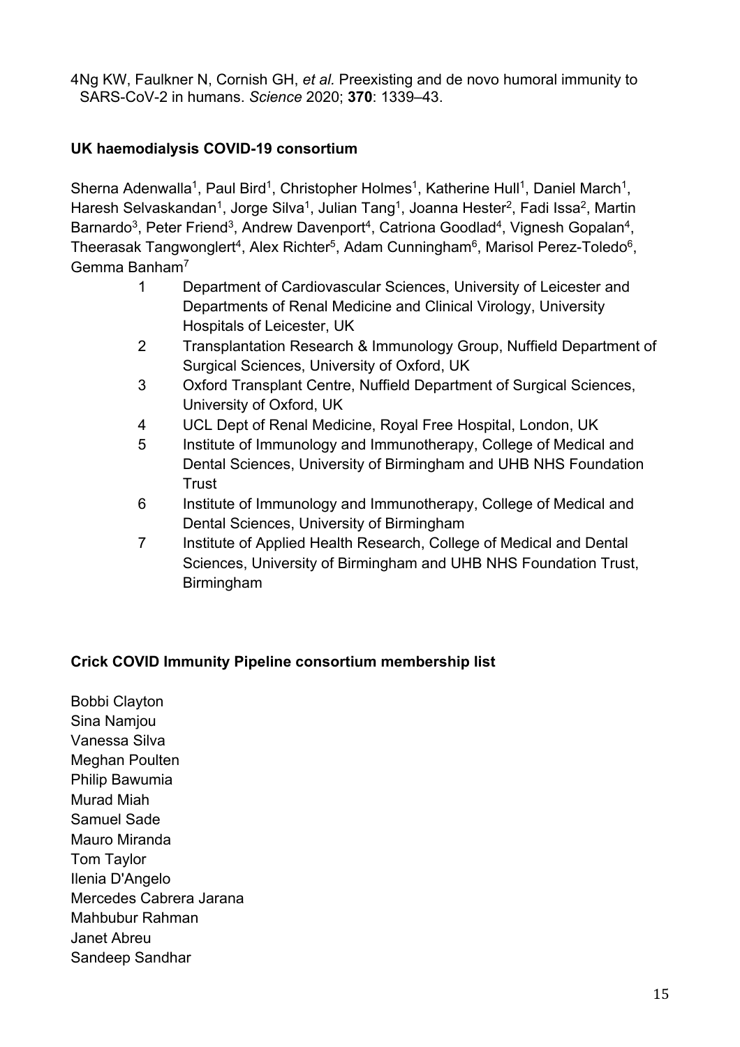4Ng KW, Faulkner N, Cornish GH, *et al.* Preexisting and de novo humoral immunity to SARS-CoV-2 in humans. *Science* 2020; **370**: 1339–43.

**UK haemodialysis COVID-19 consortium**

Sherna Adenwalla[1], Paul Bird[1], Christopher Holmes[1], Katherine Hull[1], Daniel March[1], Haresh Selvaskandan[1], Jorge Silva[1], Julian Tang[1], Joanna Hester[2], Fadi Issa[2], Martin Barnardo[3], Peter Friend[3], Andrew Davenport[4], Catriona Goodlad[4], Vignesh Gopalan[4], Theerasak Tangwonglert[4], Alex Richter[5], Adam Cunningham[6], Marisol Perez-Toledo[6], Gemma Banham[7]

1 Department of Cardiovascular Sciences, University of Leicester and Departments of Renal Medicine and Clinical Virology, University Hospitals of Leicester, UK
2 Transplantation Research & Immunology Group, Nuffield Department of Surgical Sciences, University of Oxford, UK
3 Oxford Transplant Centre, Nuffield Department of Surgical Sciences, University of Oxford, UK
4 UCL Dept of Renal Medicine, Royal Free Hospital, London, UK
5 Institute of Immunology and Immunotherapy, College of Medical and Dental Sciences, University of Birmingham and UHB NHS Foundation Trust
6 Institute of Immunology and Immunotherapy, College of Medical and Dental Sciences, University of Birmingham
7 Institute of Applied Health Research, College of Medical and Dental Sciences, University of Birmingham and UHB NHS Foundation Trust, Birmingham

**Crick COVID Immunity Pipeline consortium membership list**

Bobbi Clayton
Sina Namjou
Vanessa Silva
Meghan Poulten
Philip Bawumia
Murad Miah
Samuel Sade
Mauro Miranda
Tom Taylor
Ilenia D'Angelo
Mercedes Cabrera Jarana
Mahbubur Rahman
Janet Abreu
Sandeep Sandhar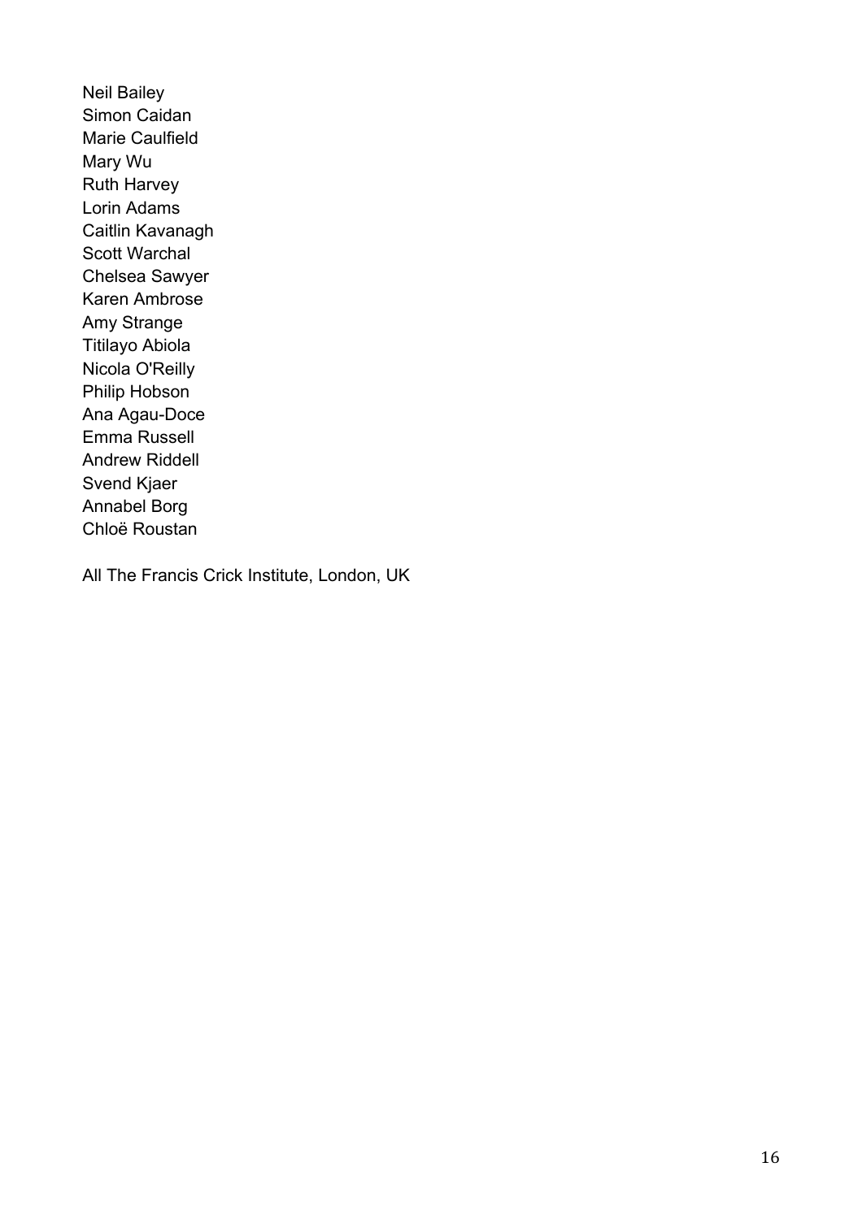Neil Bailey
Simon Caidan
Marie Caulfield
Mary Wu
Ruth Harvey
Lorin Adams
Caitlin Kavanagh
Scott Warchal
Chelsea Sawyer
Karen Ambrose
Amy Strange
Titilayo Abiola
Nicola O'Reilly
Philip Hobson
Ana Agau-Doce
Emma Russell
Andrew Riddell
Svend Kjaer
Annabel Borg
Chloë Roustan

All The Francis Crick Institute, London, UK